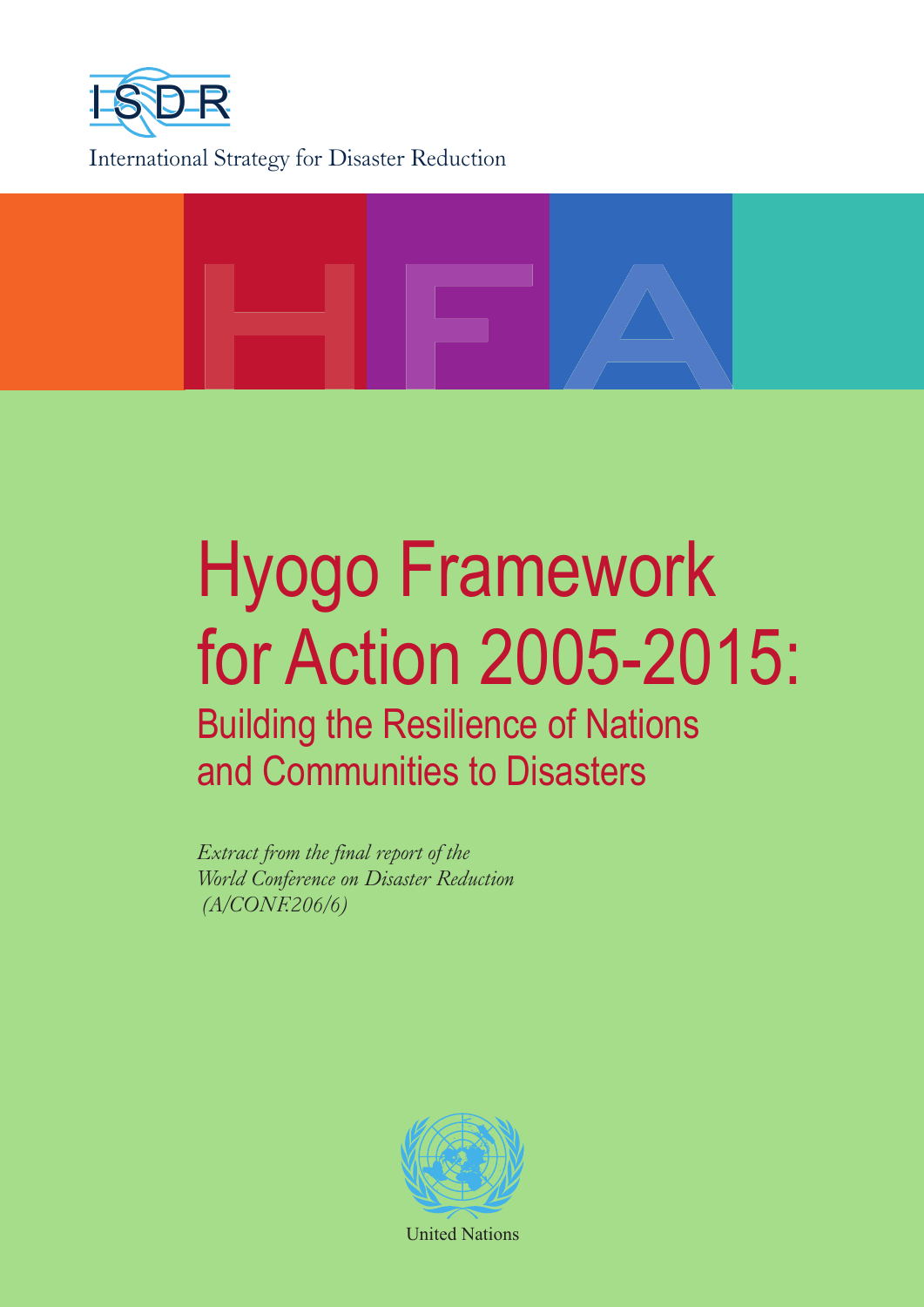ISDR

International Strategy for Disaster Reduction

HFA

# Hyogo Framework for Action 2005-2015:

## Building the Resilience of Nations and Communities to Disasters

*Extract from the final report of the World Conference on Disaster Reduction (A/CONF.206/6)*

United Nations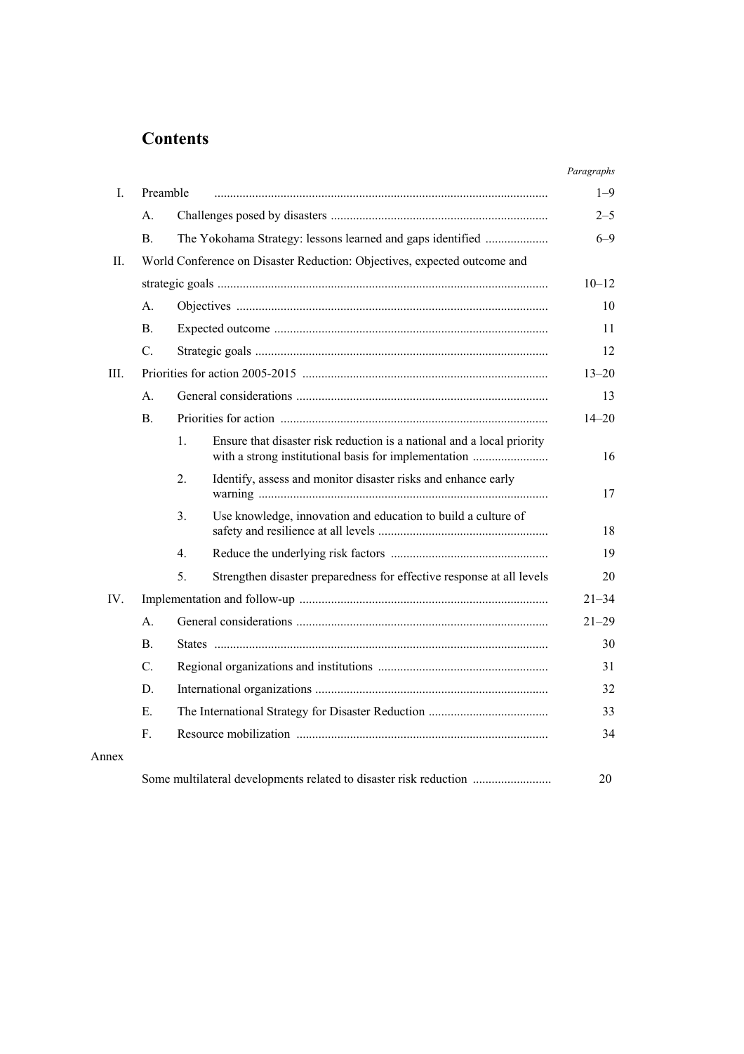# Contents

| | | | | Paragraphs |
|---|---|---|---|---|
| I. | Preamble | | | 1–9 |
| | A. | Challenges posed by disasters | | 2–5 |
| | B. | The Yokohama Strategy: lessons learned and gaps identified | | 6–9 |
| II. | World Conference on Disaster Reduction: Objectives, expected outcome and strategic goals | | | 10–12 |
| | A. | Objectives | | 10 |
| | B. | Expected outcome | | 11 |
| | C. | Strategic goals | | 12 |
| III. | Priorities for action 2005-2015 | | | 13–20 |
| | A. | General considerations | | 13 |
| | B. | Priorities for action | | 14–20 |
| | | 1. | Ensure that disaster risk reduction is a national and a local priority with a strong institutional basis for implementation | 16 |
| | | 2. | Identify, assess and monitor disaster risks and enhance early warning | 17 |
| | | 3. | Use knowledge, innovation and education to build a culture of safety and resilience at all levels | 18 |
| | | 4. | Reduce the underlying risk factors | 19 |
| | | 5. | Strengthen disaster preparedness for effective response at all levels | 20 |
| IV. | Implementation and follow-up | | | 21–34 |
| | A. | General considerations | | 21–29 |
| | B. | States | | 30 |
| | C. | Regional organizations and institutions | | 31 |
| | D. | International organizations | | 32 |
| | E. | The International Strategy for Disaster Reduction | | 33 |
| | F. | Resource mobilization | | 34 |
| Annex | | | | |
| | Some multilateral developments related to disaster risk reduction | | | 20 |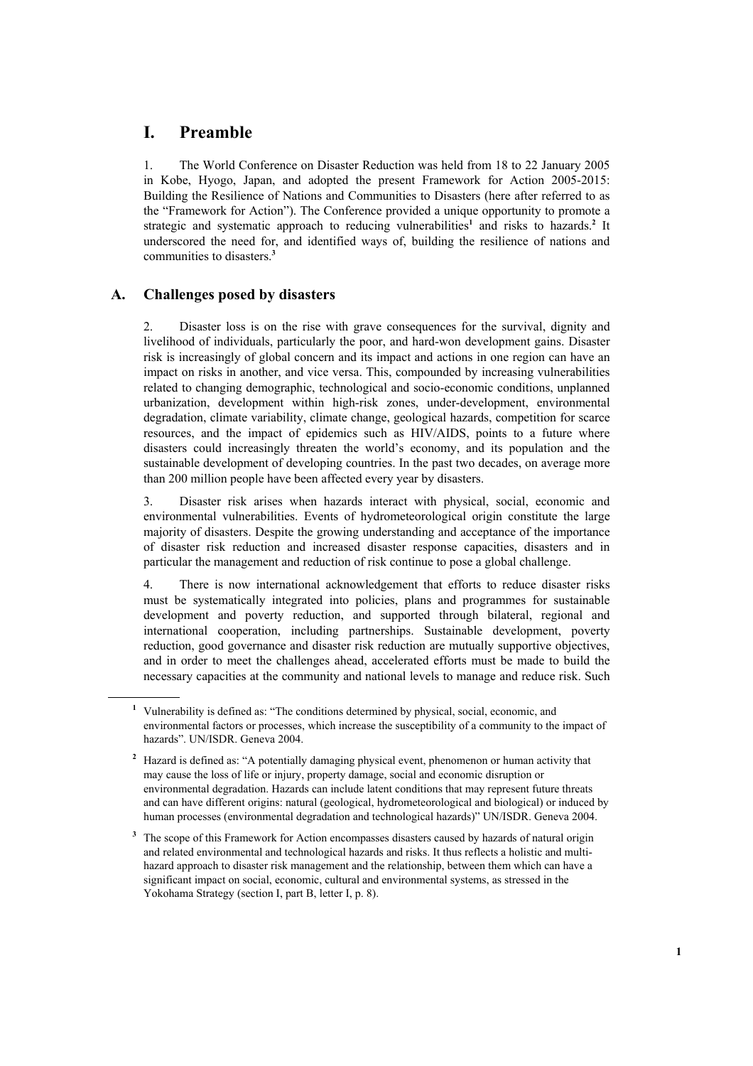# I. Preamble

1. The World Conference on Disaster Reduction was held from 18 to 22 January 2005 in Kobe, Hyogo, Japan, and adopted the present Framework for Action 2005-2015: Building the Resilience of Nations and Communities to Disasters (here after referred to as the "Framework for Action"). The Conference provided a unique opportunity to promote a strategic and systematic approach to reducing vulnerabilities[1] and risks to hazards.[2] It underscored the need for, and identified ways of, building the resilience of nations and communities to disasters.[3]

## A. Challenges posed by disasters

2. Disaster loss is on the rise with grave consequences for the survival, dignity and livelihood of individuals, particularly the poor, and hard-won development gains. Disaster risk is increasingly of global concern and its impact and actions in one region can have an impact on risks in another, and vice versa. This, compounded by increasing vulnerabilities related to changing demographic, technological and socio-economic conditions, unplanned urbanization, development within high-risk zones, under-development, environmental degradation, climate variability, climate change, geological hazards, competition for scarce resources, and the impact of epidemics such as HIV/AIDS, points to a future where disasters could increasingly threaten the world's economy, and its population and the sustainable development of developing countries. In the past two decades, on average more than 200 million people have been affected every year by disasters.

3. Disaster risk arises when hazards interact with physical, social, economic and environmental vulnerabilities. Events of hydrometeorological origin constitute the large majority of disasters. Despite the growing understanding and acceptance of the importance of disaster risk reduction and increased disaster response capacities, disasters and in particular the management and reduction of risk continue to pose a global challenge.

4. There is now international acknowledgement that efforts to reduce disaster risks must be systematically integrated into policies, plans and programmes for sustainable development and poverty reduction, and supported through bilateral, regional and international cooperation, including partnerships. Sustainable development, poverty reduction, good governance and disaster risk reduction are mutually supportive objectives, and in order to meet the challenges ahead, accelerated efforts must be made to build the necessary capacities at the community and national levels to manage and reduce risk. Such

---

[1] Vulnerability is defined as: "The conditions determined by physical, social, economic, and environmental factors or processes, which increase the susceptibility of a community to the impact of hazards". UN/ISDR. Geneva 2004.

[2] Hazard is defined as: "A potentially damaging physical event, phenomenon or human activity that may cause the loss of life or injury, property damage, social and economic disruption or environmental degradation. Hazards can include latent conditions that may represent future threats and can have different origins: natural (geological, hydrometeorological and biological) or induced by human processes (environmental degradation and technological hazards)" UN/ISDR. Geneva 2004.

[3] The scope of this Framework for Action encompasses disasters caused by hazards of natural origin and related environmental and technological hazards and risks. It thus reflects a holistic and multi-hazard approach to disaster risk management and the relationship, between them which can have a significant impact on social, economic, cultural and environmental systems, as stressed in the Yokohama Strategy (section I, part B, letter I, p. 8).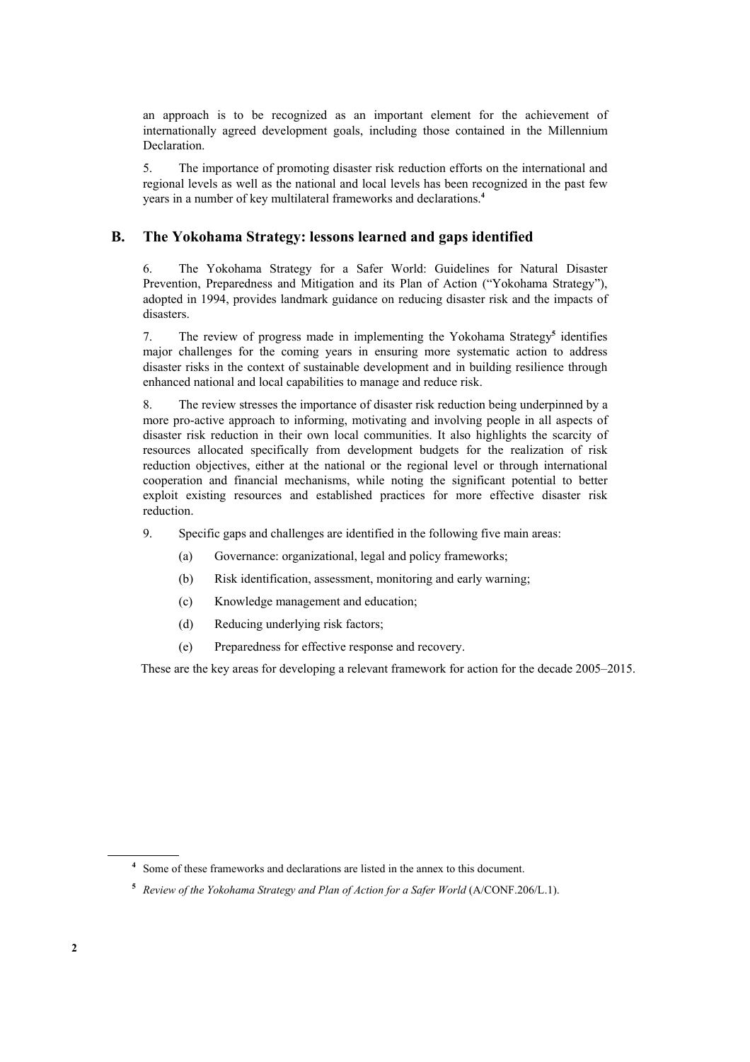an approach is to be recognized as an important element for the achievement of internationally agreed development goals, including those contained in the Millennium Declaration.

5. The importance of promoting disaster risk reduction efforts on the international and regional levels as well as the national and local levels has been recognized in the past few years in a number of key multilateral frameworks and declarations.[4]

## B. The Yokohama Strategy: lessons learned and gaps identified

6. The Yokohama Strategy for a Safer World: Guidelines for Natural Disaster Prevention, Preparedness and Mitigation and its Plan of Action ("Yokohama Strategy"), adopted in 1994, provides landmark guidance on reducing disaster risk and the impacts of disasters.

7. The review of progress made in implementing the Yokohama Strategy[5] identifies major challenges for the coming years in ensuring more systematic action to address disaster risks in the context of sustainable development and in building resilience through enhanced national and local capabilities to manage and reduce risk.

8. The review stresses the importance of disaster risk reduction being underpinned by a more pro-active approach to informing, motivating and involving people in all aspects of disaster risk reduction in their own local communities. It also highlights the scarcity of resources allocated specifically from development budgets for the realization of risk reduction objectives, either at the national or the regional level or through international cooperation and financial mechanisms, while noting the significant potential to better exploit existing resources and established practices for more effective disaster risk reduction.

9. Specific gaps and challenges are identified in the following five main areas:

(a) Governance: organizational, legal and policy frameworks;

(b) Risk identification, assessment, monitoring and early warning;

(c) Knowledge management and education;

(d) Reducing underlying risk factors;

(e) Preparedness for effective response and recovery.

These are the key areas for developing a relevant framework for action for the decade 2005–2015.

---

[4] Some of these frameworks and declarations are listed in the annex to this document.

[5] *Review of the Yokohama Strategy and Plan of Action for a Safer World* (A/CONF.206/L.1).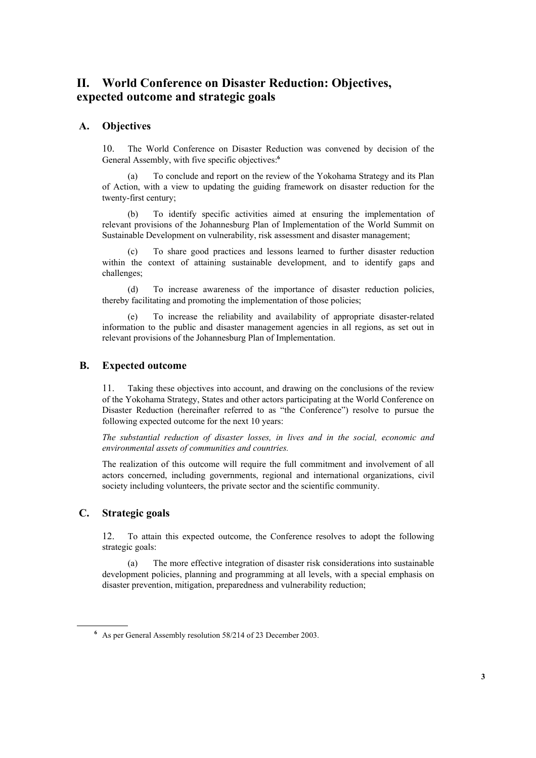# II. World Conference on Disaster Reduction: Objectives, expected outcome and strategic goals

## A. Objectives

10. The World Conference on Disaster Reduction was convened by decision of the General Assembly, with five specific objectives:[6]

(a) To conclude and report on the review of the Yokohama Strategy and its Plan of Action, with a view to updating the guiding framework on disaster reduction for the twenty-first century;

(b) To identify specific activities aimed at ensuring the implementation of relevant provisions of the Johannesburg Plan of Implementation of the World Summit on Sustainable Development on vulnerability, risk assessment and disaster management;

(c) To share good practices and lessons learned to further disaster reduction within the context of attaining sustainable development, and to identify gaps and challenges;

(d) To increase awareness of the importance of disaster reduction policies, thereby facilitating and promoting the implementation of those policies;

(e) To increase the reliability and availability of appropriate disaster-related information to the public and disaster management agencies in all regions, as set out in relevant provisions of the Johannesburg Plan of Implementation.

## B. Expected outcome

11. Taking these objectives into account, and drawing on the conclusions of the review of the Yokohama Strategy, States and other actors participating at the World Conference on Disaster Reduction (hereinafter referred to as "the Conference") resolve to pursue the following expected outcome for the next 10 years:

*The substantial reduction of disaster losses, in lives and in the social, economic and environmental assets of communities and countries.*

The realization of this outcome will require the full commitment and involvement of all actors concerned, including governments, regional and international organizations, civil society including volunteers, the private sector and the scientific community.

## C. Strategic goals

12. To attain this expected outcome, the Conference resolves to adopt the following strategic goals:

(a) The more effective integration of disaster risk considerations into sustainable development policies, planning and programming at all levels, with a special emphasis on disaster prevention, mitigation, preparedness and vulnerability reduction;

---

[6] As per General Assembly resolution 58/214 of 23 December 2003.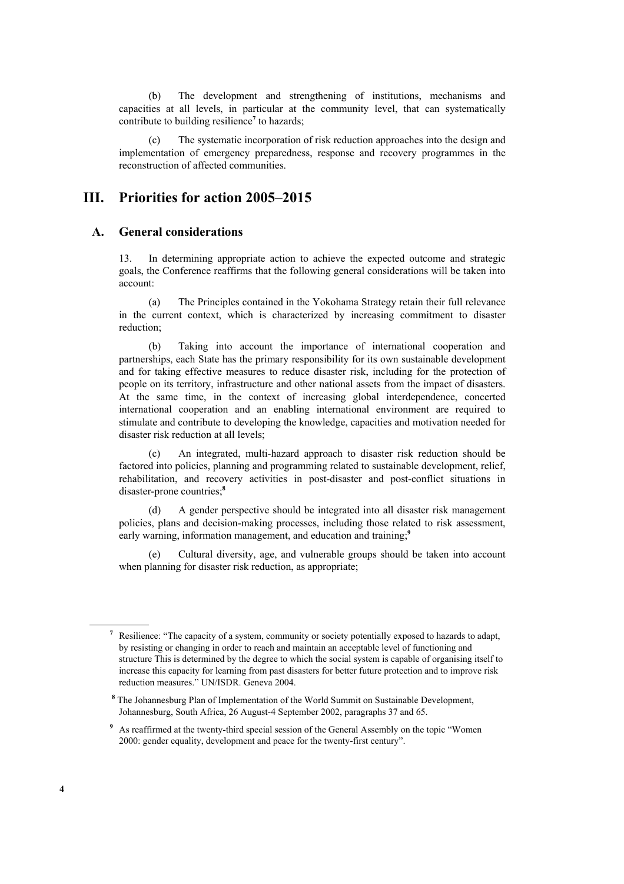(b) The development and strengthening of institutions, mechanisms and capacities at all levels, in particular at the community level, that can systematically contribute to building resilience[7] to hazards;

(c) The systematic incorporation of risk reduction approaches into the design and implementation of emergency preparedness, response and recovery programmes in the reconstruction of affected communities.

# III. Priorities for action 2005–2015

## A. General considerations

13. In determining appropriate action to achieve the expected outcome and strategic goals, the Conference reaffirms that the following general considerations will be taken into account:

(a) The Principles contained in the Yokohama Strategy retain their full relevance in the current context, which is characterized by increasing commitment to disaster reduction;

(b) Taking into account the importance of international cooperation and partnerships, each State has the primary responsibility for its own sustainable development and for taking effective measures to reduce disaster risk, including for the protection of people on its territory, infrastructure and other national assets from the impact of disasters. At the same time, in the context of increasing global interdependence, concerted international cooperation and an enabling international environment are required to stimulate and contribute to developing the knowledge, capacities and motivation needed for disaster risk reduction at all levels;

(c) An integrated, multi-hazard approach to disaster risk reduction should be factored into policies, planning and programming related to sustainable development, relief, rehabilitation, and recovery activities in post-disaster and post-conflict situations in disaster-prone countries;[8]

(d) A gender perspective should be integrated into all disaster risk management policies, plans and decision-making processes, including those related to risk assessment, early warning, information management, and education and training;[9]

(e) Cultural diversity, age, and vulnerable groups should be taken into account when planning for disaster risk reduction, as appropriate;

---

[7] Resilience: "The capacity of a system, community or society potentially exposed to hazards to adapt, by resisting or changing in order to reach and maintain an acceptable level of functioning and structure This is determined by the degree to which the social system is capable of organising itself to increase this capacity for learning from past disasters for better future protection and to improve risk reduction measures." UN/ISDR. Geneva 2004.

[8] The Johannesburg Plan of Implementation of the World Summit on Sustainable Development, Johannesburg, South Africa, 26 August-4 September 2002, paragraphs 37 and 65.

[9] As reaffirmed at the twenty-third special session of the General Assembly on the topic "Women 2000: gender equality, development and peace for the twenty-first century".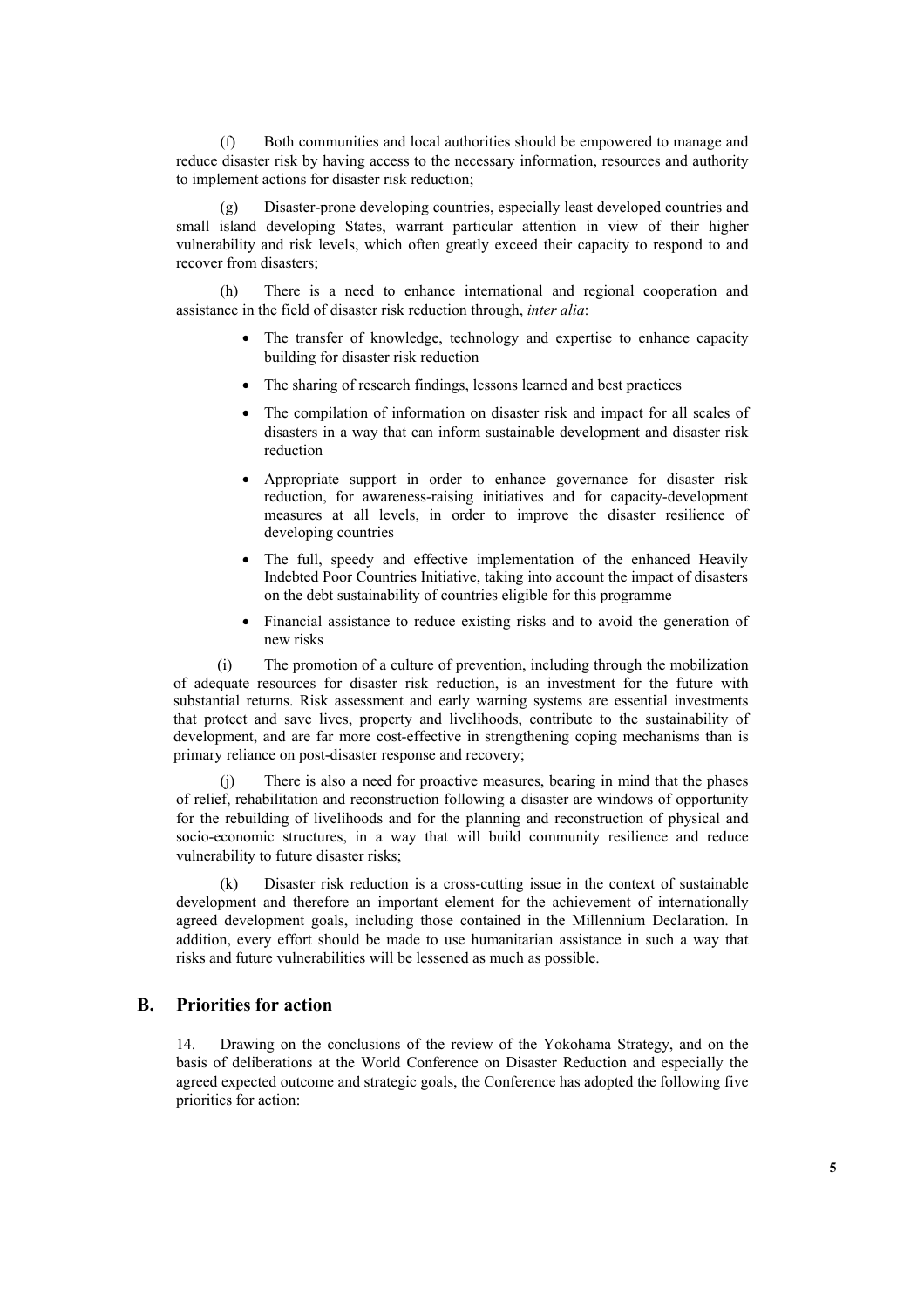(f) Both communities and local authorities should be empowered to manage and reduce disaster risk by having access to the necessary information, resources and authority to implement actions for disaster risk reduction;

(g) Disaster-prone developing countries, especially least developed countries and small island developing States, warrant particular attention in view of their higher vulnerability and risk levels, which often greatly exceed their capacity to respond to and recover from disasters;

(h) There is a need to enhance international and regional cooperation and assistance in the field of disaster risk reduction through, *inter alia*:

- The transfer of knowledge, technology and expertise to enhance capacity building for disaster risk reduction
- The sharing of research findings, lessons learned and best practices
- The compilation of information on disaster risk and impact for all scales of disasters in a way that can inform sustainable development and disaster risk reduction
- Appropriate support in order to enhance governance for disaster risk reduction, for awareness-raising initiatives and for capacity-development measures at all levels, in order to improve the disaster resilience of developing countries
- The full, speedy and effective implementation of the enhanced Heavily Indebted Poor Countries Initiative, taking into account the impact of disasters on the debt sustainability of countries eligible for this programme
- Financial assistance to reduce existing risks and to avoid the generation of new risks

(i) The promotion of a culture of prevention, including through the mobilization of adequate resources for disaster risk reduction, is an investment for the future with substantial returns. Risk assessment and early warning systems are essential investments that protect and save lives, property and livelihoods, contribute to the sustainability of development, and are far more cost-effective in strengthening coping mechanisms than is primary reliance on post-disaster response and recovery;

(j) There is also a need for proactive measures, bearing in mind that the phases of relief, rehabilitation and reconstruction following a disaster are windows of opportunity for the rebuilding of livelihoods and for the planning and reconstruction of physical and socio-economic structures, in a way that will build community resilience and reduce vulnerability to future disaster risks;

(k) Disaster risk reduction is a cross-cutting issue in the context of sustainable development and therefore an important element for the achievement of internationally agreed development goals, including those contained in the Millennium Declaration. In addition, every effort should be made to use humanitarian assistance in such a way that risks and future vulnerabilities will be lessened as much as possible.

## B. Priorities for action

14. Drawing on the conclusions of the review of the Yokohama Strategy, and on the basis of deliberations at the World Conference on Disaster Reduction and especially the agreed expected outcome and strategic goals, the Conference has adopted the following five priorities for action: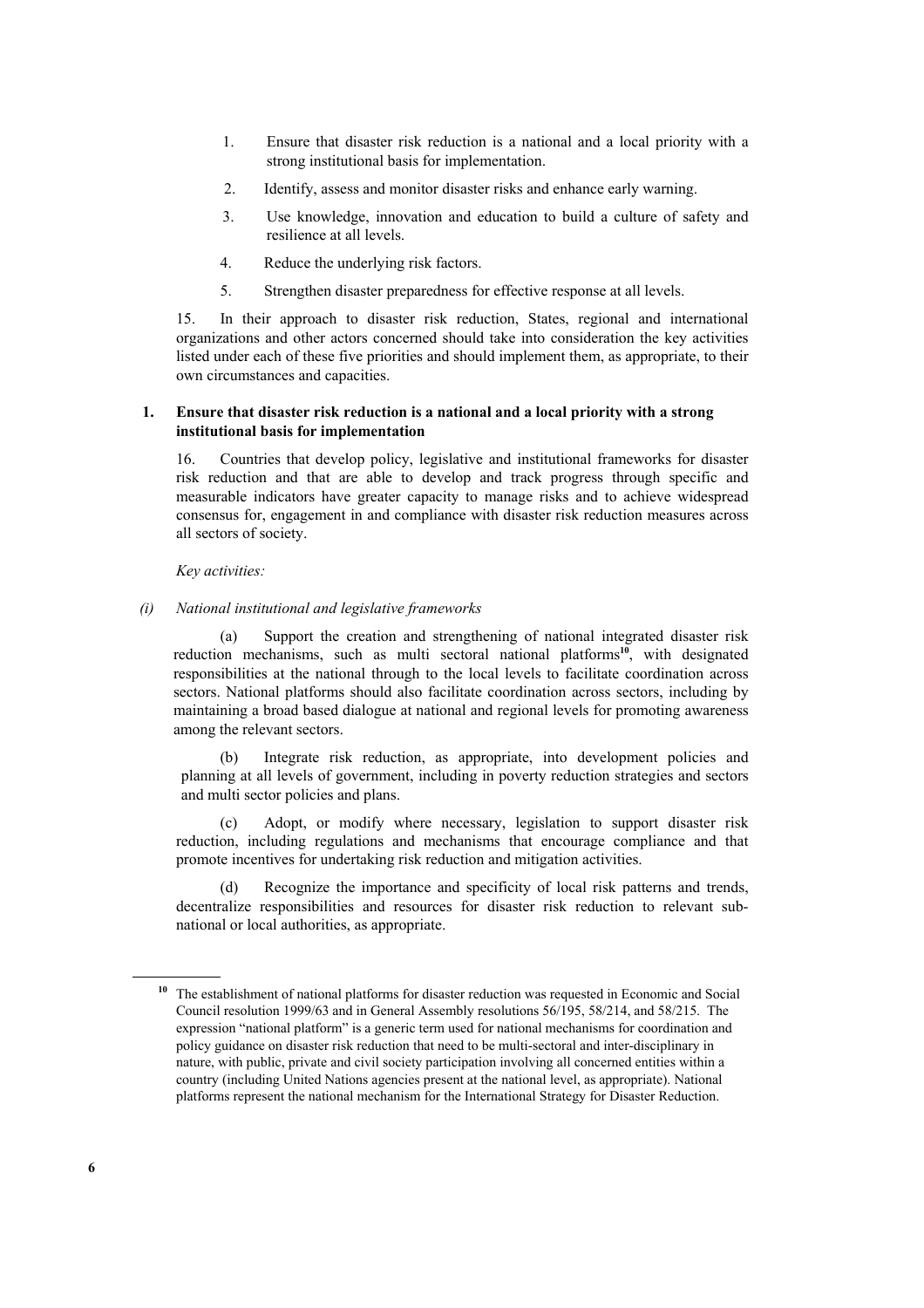1. Ensure that disaster risk reduction is a national and a local priority with a strong institutional basis for implementation.
2. Identify, assess and monitor disaster risks and enhance early warning.
3. Use knowledge, innovation and education to build a culture of safety and resilience at all levels.
4. Reduce the underlying risk factors.
5. Strengthen disaster preparedness for effective response at all levels.

15. In their approach to disaster risk reduction, States, regional and international organizations and other actors concerned should take into consideration the key activities listed under each of these five priorities and should implement them, as appropriate, to their own circumstances and capacities.

### 1. Ensure that disaster risk reduction is a national and a local priority with a strong institutional basis for implementation

16. Countries that develop policy, legislative and institutional frameworks for disaster risk reduction and that are able to develop and track progress through specific and measurable indicators have greater capacity to manage risks and to achieve widespread consensus for, engagement in and compliance with disaster risk reduction measures across all sectors of society.

*Key activities:*

*(i) National institutional and legislative frameworks*

(a) Support the creation and strengthening of national integrated disaster risk reduction mechanisms, such as multi sectoral national platforms[10], with designated responsibilities at the national through to the local levels to facilitate coordination across sectors. National platforms should also facilitate coordination across sectors, including by maintaining a broad based dialogue at national and regional levels for promoting awareness among the relevant sectors.

(b) Integrate risk reduction, as appropriate, into development policies and planning at all levels of government, including in poverty reduction strategies and sectors and multi sector policies and plans.

(c) Adopt, or modify where necessary, legislation to support disaster risk reduction, including regulations and mechanisms that encourage compliance and that promote incentives for undertaking risk reduction and mitigation activities.

(d) Recognize the importance and specificity of local risk patterns and trends, decentralize responsibilities and resources for disaster risk reduction to relevant sub-national or local authorities, as appropriate.

---

[10] The establishment of national platforms for disaster reduction was requested in Economic and Social Council resolution 1999/63 and in General Assembly resolutions 56/195, 58/214, and 58/215. The expression "national platform" is a generic term used for national mechanisms for coordination and policy guidance on disaster risk reduction that need to be multi-sectoral and inter-disciplinary in nature, with public, private and civil society participation involving all concerned entities within a country (including United Nations agencies present at the national level, as appropriate). National platforms represent the national mechanism for the International Strategy for Disaster Reduction.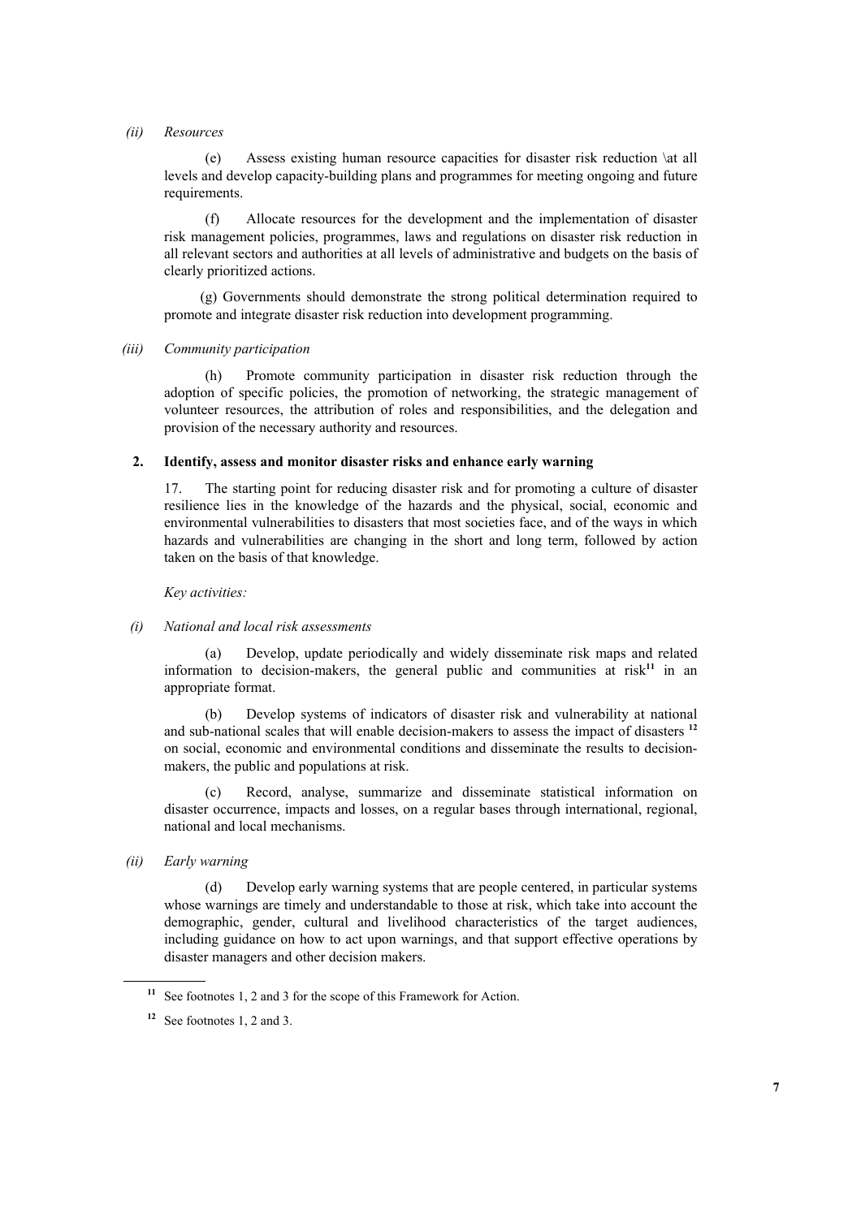*(ii) Resources*

(e) Assess existing human resource capacities for disaster risk reduction \at all levels and develop capacity-building plans and programmes for meeting ongoing and future requirements.

(f) Allocate resources for the development and the implementation of disaster risk management policies, programmes, laws and regulations on disaster risk reduction in all relevant sectors and authorities at all levels of administrative and budgets on the basis of clearly prioritized actions.

(g) Governments should demonstrate the strong political determination required to promote and integrate disaster risk reduction into development programming.

*(iii) Community participation*

(h) Promote community participation in disaster risk reduction through the adoption of specific policies, the promotion of networking, the strategic management of volunteer resources, the attribution of roles and responsibilities, and the delegation and provision of the necessary authority and resources.

## 2. Identify, assess and monitor disaster risks and enhance early warning

17. The starting point for reducing disaster risk and for promoting a culture of disaster resilience lies in the knowledge of the hazards and the physical, social, economic and environmental vulnerabilities to disasters that most societies face, and of the ways in which hazards and vulnerabilities are changing in the short and long term, followed by action taken on the basis of that knowledge.

*Key activities:*

*(i) National and local risk assessments*

(a) Develop, update periodically and widely disseminate risk maps and related information to decision-makers, the general public and communities at risk[11] in an appropriate format.

(b) Develop systems of indicators of disaster risk and vulnerability at national and sub-national scales that will enable decision-makers to assess the impact of disasters [12] on social, economic and environmental conditions and disseminate the results to decision-makers, the public and populations at risk.

(c) Record, analyse, summarize and disseminate statistical information on disaster occurrence, impacts and losses, on a regular bases through international, regional, national and local mechanisms.

*(ii) Early warning*

(d) Develop early warning systems that are people centered, in particular systems whose warnings are timely and understandable to those at risk, which take into account the demographic, gender, cultural and livelihood characteristics of the target audiences, including guidance on how to act upon warnings, and that support effective operations by disaster managers and other decision makers.

---

[11] See footnotes 1, 2 and 3 for the scope of this Framework for Action.

[12] See footnotes 1, 2 and 3.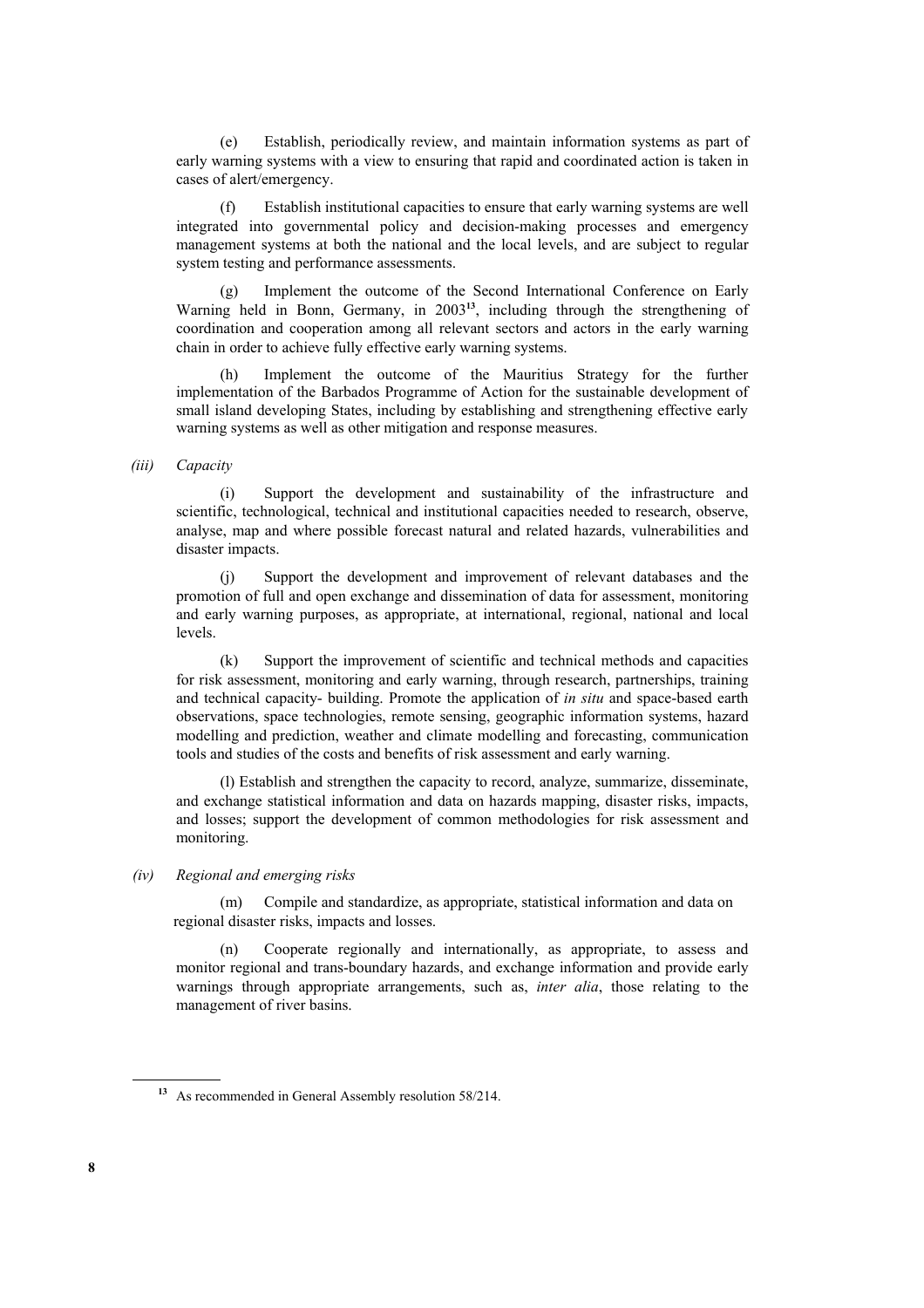(e) Establish, periodically review, and maintain information systems as part of early warning systems with a view to ensuring that rapid and coordinated action is taken in cases of alert/emergency.

(f) Establish institutional capacities to ensure that early warning systems are well integrated into governmental policy and decision-making processes and emergency management systems at both the national and the local levels, and are subject to regular system testing and performance assessments.

(g) Implement the outcome of the Second International Conference on Early Warning held in Bonn, Germany, in 2003[13], including through the strengthening of coordination and cooperation among all relevant sectors and actors in the early warning chain in order to achieve fully effective early warning systems.

(h) Implement the outcome of the Mauritius Strategy for the further implementation of the Barbados Programme of Action for the sustainable development of small island developing States, including by establishing and strengthening effective early warning systems as well as other mitigation and response measures.

*(iii) Capacity*

(i) Support the development and sustainability of the infrastructure and scientific, technological, technical and institutional capacities needed to research, observe, analyse, map and where possible forecast natural and related hazards, vulnerabilities and disaster impacts.

(j) Support the development and improvement of relevant databases and the promotion of full and open exchange and dissemination of data for assessment, monitoring and early warning purposes, as appropriate, at international, regional, national and local levels.

(k) Support the improvement of scientific and technical methods and capacities for risk assessment, monitoring and early warning, through research, partnerships, training and technical capacity- building. Promote the application of *in situ* and space-based earth observations, space technologies, remote sensing, geographic information systems, hazard modelling and prediction, weather and climate modelling and forecasting, communication tools and studies of the costs and benefits of risk assessment and early warning.

(l) Establish and strengthen the capacity to record, analyze, summarize, disseminate, and exchange statistical information and data on hazards mapping, disaster risks, impacts, and losses; support the development of common methodologies for risk assessment and monitoring.

*(iv) Regional and emerging risks*

(m) Compile and standardize, as appropriate, statistical information and data on regional disaster risks, impacts and losses.

(n) Cooperate regionally and internationally, as appropriate, to assess and monitor regional and trans-boundary hazards, and exchange information and provide early warnings through appropriate arrangements, such as, *inter alia*, those relating to the management of river basins.

---

[13] As recommended in General Assembly resolution 58/214.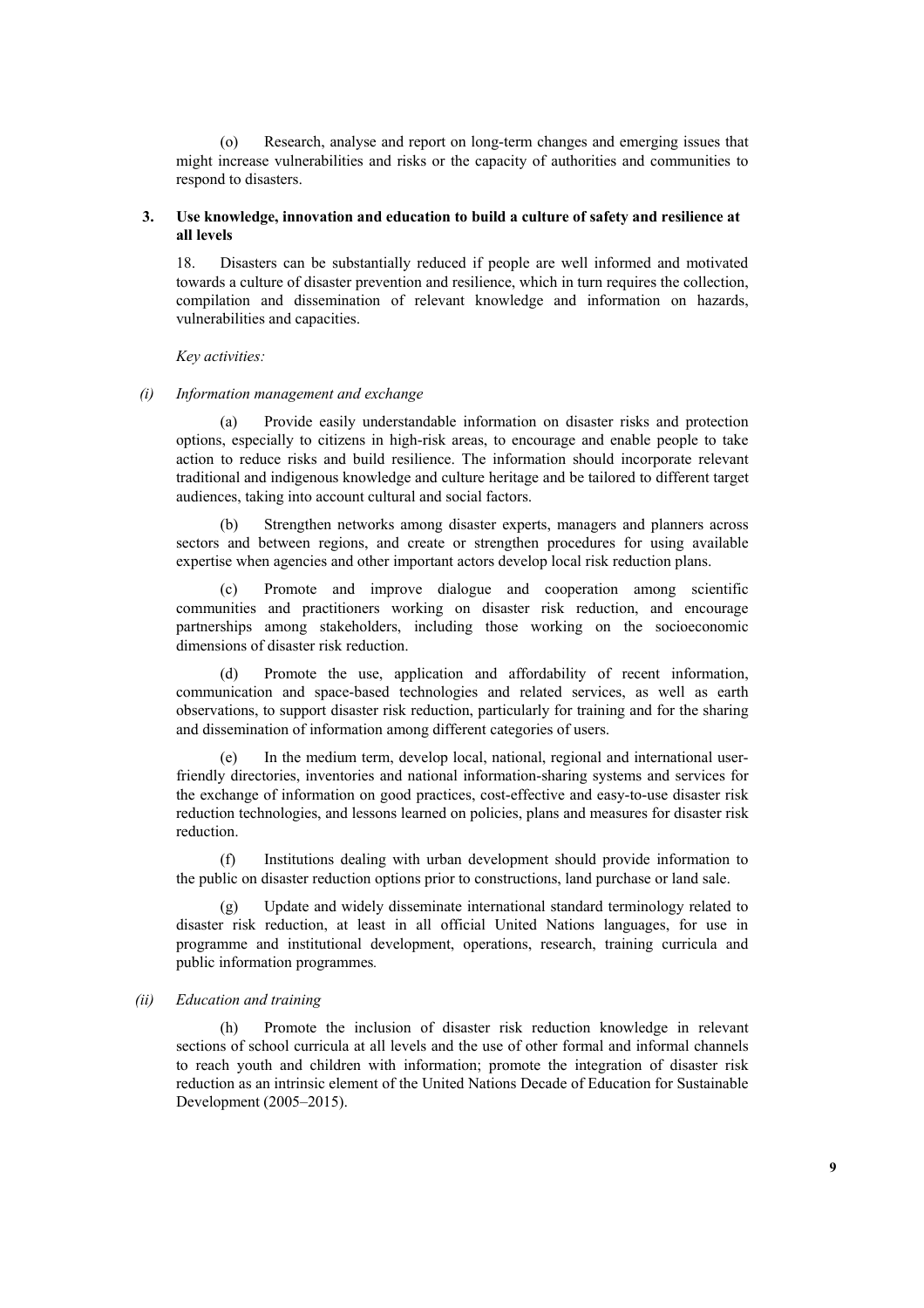(o) Research, analyse and report on long-term changes and emerging issues that might increase vulnerabilities and risks or the capacity of authorities and communities to respond to disasters.

### 3. Use knowledge, innovation and education to build a culture of safety and resilience at all levels

18. Disasters can be substantially reduced if people are well informed and motivated towards a culture of disaster prevention and resilience, which in turn requires the collection, compilation and dissemination of relevant knowledge and information on hazards, vulnerabilities and capacities.

*Key activities:*

*(i) Information management and exchange*

(a) Provide easily understandable information on disaster risks and protection options, especially to citizens in high-risk areas, to encourage and enable people to take action to reduce risks and build resilience. The information should incorporate relevant traditional and indigenous knowledge and culture heritage and be tailored to different target audiences, taking into account cultural and social factors.

(b) Strengthen networks among disaster experts, managers and planners across sectors and between regions, and create or strengthen procedures for using available expertise when agencies and other important actors develop local risk reduction plans.

(c) Promote and improve dialogue and cooperation among scientific communities and practitioners working on disaster risk reduction, and encourage partnerships among stakeholders, including those working on the socioeconomic dimensions of disaster risk reduction.

(d) Promote the use, application and affordability of recent information, communication and space-based technologies and related services, as well as earth observations, to support disaster risk reduction, particularly for training and for the sharing and dissemination of information among different categories of users.

(e) In the medium term, develop local, national, regional and international user-friendly directories, inventories and national information-sharing systems and services for the exchange of information on good practices, cost-effective and easy-to-use disaster risk reduction technologies, and lessons learned on policies, plans and measures for disaster risk reduction.

(f) Institutions dealing with urban development should provide information to the public on disaster reduction options prior to constructions, land purchase or land sale.

(g) Update and widely disseminate international standard terminology related to disaster risk reduction, at least in all official United Nations languages, for use in programme and institutional development, operations, research, training curricula and public information programmes.

*(ii) Education and training*

(h) Promote the inclusion of disaster risk reduction knowledge in relevant sections of school curricula at all levels and the use of other formal and informal channels to reach youth and children with information; promote the integration of disaster risk reduction as an intrinsic element of the United Nations Decade of Education for Sustainable Development (2005–2015).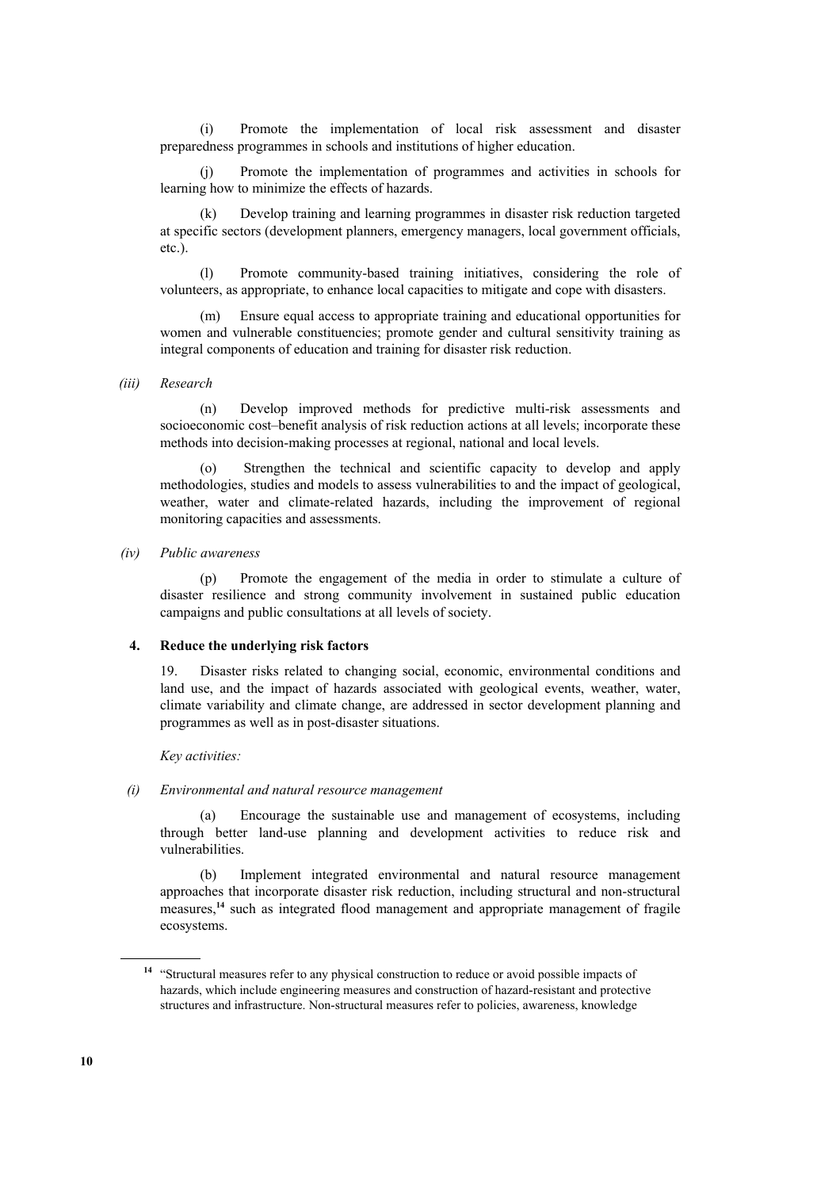(i) Promote the implementation of local risk assessment and disaster preparedness programmes in schools and institutions of higher education.

(j) Promote the implementation of programmes and activities in schools for learning how to minimize the effects of hazards.

(k) Develop training and learning programmes in disaster risk reduction targeted at specific sectors (development planners, emergency managers, local government officials, etc.).

(l) Promote community-based training initiatives, considering the role of volunteers, as appropriate, to enhance local capacities to mitigate and cope with disasters.

(m) Ensure equal access to appropriate training and educational opportunities for women and vulnerable constituencies; promote gender and cultural sensitivity training as integral components of education and training for disaster risk reduction.

*(iii) Research*

(n) Develop improved methods for predictive multi-risk assessments and socioeconomic cost–benefit analysis of risk reduction actions at all levels; incorporate these methods into decision-making processes at regional, national and local levels.

(o) Strengthen the technical and scientific capacity to develop and apply methodologies, studies and models to assess vulnerabilities to and the impact of geological, weather, water and climate-related hazards, including the improvement of regional monitoring capacities and assessments.

*(iv) Public awareness*

(p) Promote the engagement of the media in order to stimulate a culture of disaster resilience and strong community involvement in sustained public education campaigns and public consultations at all levels of society.

### 4. Reduce the underlying risk factors

19. Disaster risks related to changing social, economic, environmental conditions and land use, and the impact of hazards associated with geological events, weather, water, climate variability and climate change, are addressed in sector development planning and programmes as well as in post-disaster situations.

*Key activities:*

*(i) Environmental and natural resource management*

(a) Encourage the sustainable use and management of ecosystems, including through better land-use planning and development activities to reduce risk and vulnerabilities.

(b) Implement integrated environmental and natural resource management approaches that incorporate disaster risk reduction, including structural and non-structural measures,[14] such as integrated flood management and appropriate management of fragile ecosystems.

---

[14] "Structural measures refer to any physical construction to reduce or avoid possible impacts of hazards, which include engineering measures and construction of hazard-resistant and protective structures and infrastructure. Non-structural measures refer to policies, awareness, knowledge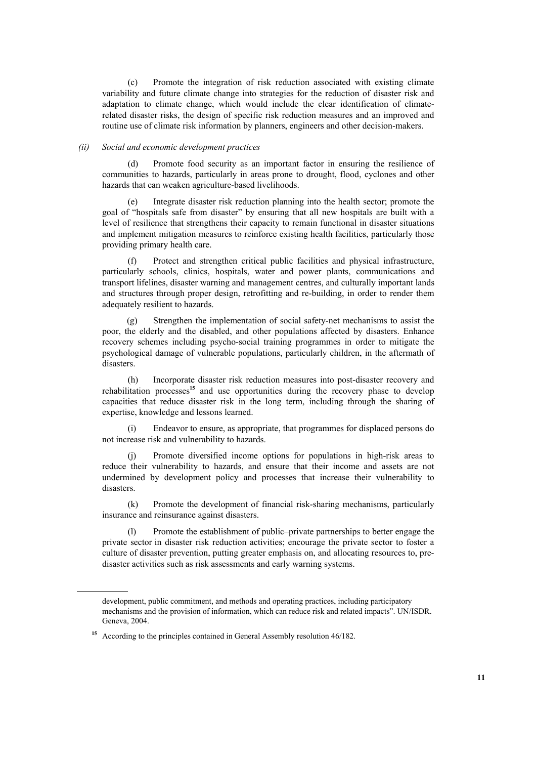(c) Promote the integration of risk reduction associated with existing climate variability and future climate change into strategies for the reduction of disaster risk and adaptation to climate change, which would include the clear identification of climate-related disaster risks, the design of specific risk reduction measures and an improved and routine use of climate risk information by planners, engineers and other decision-makers.

*(ii) Social and economic development practices*

(d) Promote food security as an important factor in ensuring the resilience of communities to hazards, particularly in areas prone to drought, flood, cyclones and other hazards that can weaken agriculture-based livelihoods.

(e) Integrate disaster risk reduction planning into the health sector; promote the goal of "hospitals safe from disaster" by ensuring that all new hospitals are built with a level of resilience that strengthens their capacity to remain functional in disaster situations and implement mitigation measures to reinforce existing health facilities, particularly those providing primary health care.

(f) Protect and strengthen critical public facilities and physical infrastructure, particularly schools, clinics, hospitals, water and power plants, communications and transport lifelines, disaster warning and management centres, and culturally important lands and structures through proper design, retrofitting and re-building, in order to render them adequately resilient to hazards.

(g) Strengthen the implementation of social safety-net mechanisms to assist the poor, the elderly and the disabled, and other populations affected by disasters. Enhance recovery schemes including psycho-social training programmes in order to mitigate the psychological damage of vulnerable populations, particularly children, in the aftermath of disasters.

(h) Incorporate disaster risk reduction measures into post-disaster recovery and rehabilitation processes[15] and use opportunities during the recovery phase to develop capacities that reduce disaster risk in the long term, including through the sharing of expertise, knowledge and lessons learned.

(i) Endeavor to ensure, as appropriate, that programmes for displaced persons do not increase risk and vulnerability to hazards.

(j) Promote diversified income options for populations in high-risk areas to reduce their vulnerability to hazards, and ensure that their income and assets are not undermined by development policy and processes that increase their vulnerability to disasters.

(k) Promote the development of financial risk-sharing mechanisms, particularly insurance and reinsurance against disasters.

(l) Promote the establishment of public–private partnerships to better engage the private sector in disaster risk reduction activities; encourage the private sector to foster a culture of disaster prevention, putting greater emphasis on, and allocating resources to, pre-disaster activities such as risk assessments and early warning systems.

---

development, public commitment, and methods and operating practices, including participatory mechanisms and the provision of information, which can reduce risk and related impacts". UN/ISDR. Geneva, 2004.

[15] According to the principles contained in General Assembly resolution 46/182.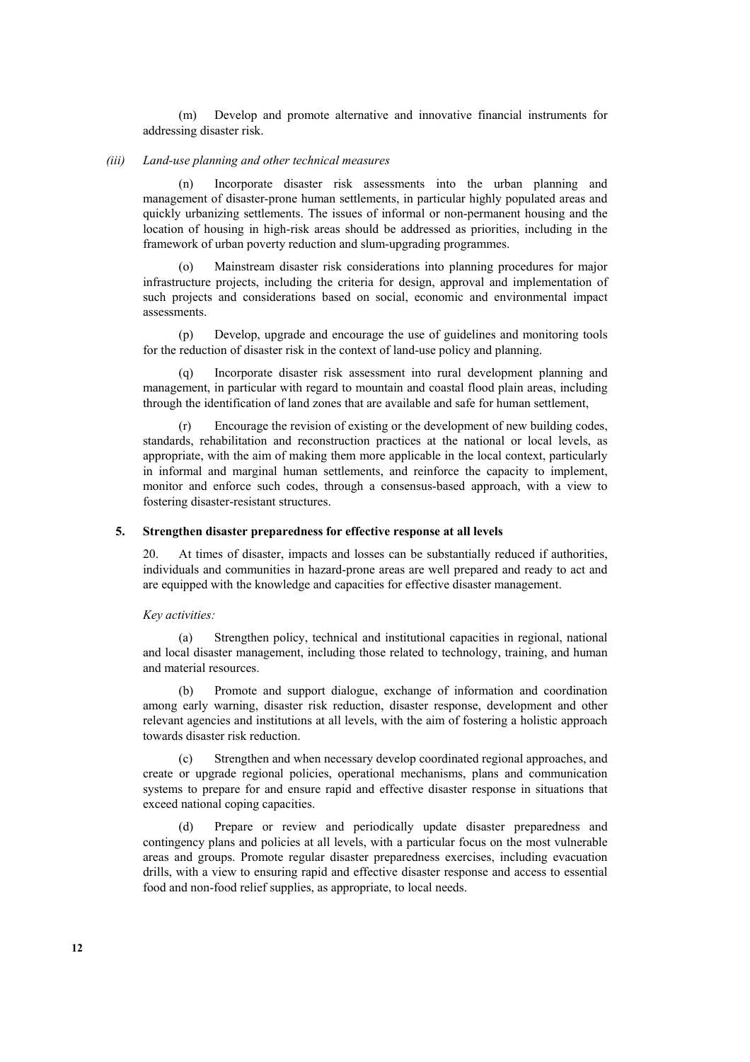(m) Develop and promote alternative and innovative financial instruments for addressing disaster risk.

*(iii) Land-use planning and other technical measures*

(n) Incorporate disaster risk assessments into the urban planning and management of disaster-prone human settlements, in particular highly populated areas and quickly urbanizing settlements. The issues of informal or non-permanent housing and the location of housing in high-risk areas should be addressed as priorities, including in the framework of urban poverty reduction and slum-upgrading programmes.

(o) Mainstream disaster risk considerations into planning procedures for major infrastructure projects, including the criteria for design, approval and implementation of such projects and considerations based on social, economic and environmental impact assessments.

(p) Develop, upgrade and encourage the use of guidelines and monitoring tools for the reduction of disaster risk in the context of land-use policy and planning.

(q) Incorporate disaster risk assessment into rural development planning and management, in particular with regard to mountain and coastal flood plain areas, including through the identification of land zones that are available and safe for human settlement,

(r) Encourage the revision of existing or the development of new building codes, standards, rehabilitation and reconstruction practices at the national or local levels, as appropriate, with the aim of making them more applicable in the local context, particularly in informal and marginal human settlements, and reinforce the capacity to implement, monitor and enforce such codes, through a consensus-based approach, with a view to fostering disaster-resistant structures.

### 5. Strengthen disaster preparedness for effective response at all levels

20. At times of disaster, impacts and losses can be substantially reduced if authorities, individuals and communities in hazard-prone areas are well prepared and ready to act and are equipped with the knowledge and capacities for effective disaster management.

*Key activities:*

(a) Strengthen policy, technical and institutional capacities in regional, national and local disaster management, including those related to technology, training, and human and material resources.

(b) Promote and support dialogue, exchange of information and coordination among early warning, disaster risk reduction, disaster response, development and other relevant agencies and institutions at all levels, with the aim of fostering a holistic approach towards disaster risk reduction.

(c) Strengthen and when necessary develop coordinated regional approaches, and create or upgrade regional policies, operational mechanisms, plans and communication systems to prepare for and ensure rapid and effective disaster response in situations that exceed national coping capacities.

(d) Prepare or review and periodically update disaster preparedness and contingency plans and policies at all levels, with a particular focus on the most vulnerable areas and groups. Promote regular disaster preparedness exercises, including evacuation drills, with a view to ensuring rapid and effective disaster response and access to essential food and non-food relief supplies, as appropriate, to local needs.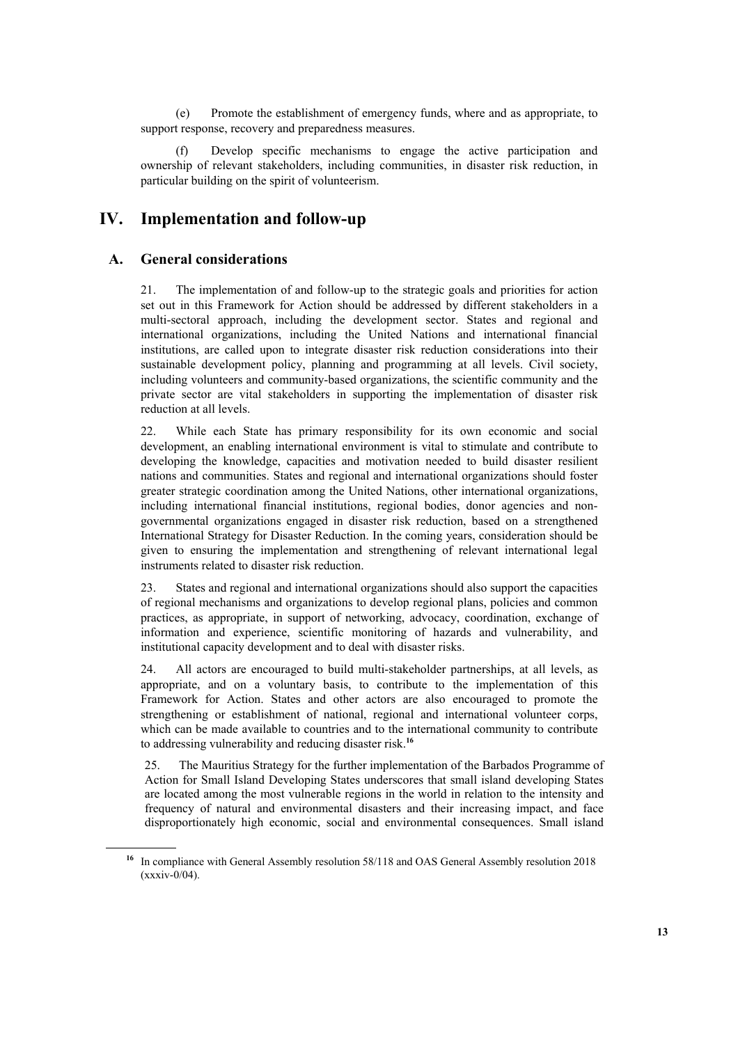(e) Promote the establishment of emergency funds, where and as appropriate, to support response, recovery and preparedness measures.

(f) Develop specific mechanisms to engage the active participation and ownership of relevant stakeholders, including communities, in disaster risk reduction, in particular building on the spirit of volunteerism.

# IV. Implementation and follow-up

## A. General considerations

21. The implementation of and follow-up to the strategic goals and priorities for action set out in this Framework for Action should be addressed by different stakeholders in a multi-sectoral approach, including the development sector. States and regional and international organizations, including the United Nations and international financial institutions, are called upon to integrate disaster risk reduction considerations into their sustainable development policy, planning and programming at all levels. Civil society, including volunteers and community-based organizations, the scientific community and the private sector are vital stakeholders in supporting the implementation of disaster risk reduction at all levels.

22. While each State has primary responsibility for its own economic and social development, an enabling international environment is vital to stimulate and contribute to developing the knowledge, capacities and motivation needed to build disaster resilient nations and communities. States and regional and international organizations should foster greater strategic coordination among the United Nations, other international organizations, including international financial institutions, regional bodies, donor agencies and non-governmental organizations engaged in disaster risk reduction, based on a strengthened International Strategy for Disaster Reduction. In the coming years, consideration should be given to ensuring the implementation and strengthening of relevant international legal instruments related to disaster risk reduction.

23. States and regional and international organizations should also support the capacities of regional mechanisms and organizations to develop regional plans, policies and common practices, as appropriate, in support of networking, advocacy, coordination, exchange of information and experience, scientific monitoring of hazards and vulnerability, and institutional capacity development and to deal with disaster risks.

24. All actors are encouraged to build multi-stakeholder partnerships, at all levels, as appropriate, and on a voluntary basis, to contribute to the implementation of this Framework for Action. States and other actors are also encouraged to promote the strengthening or establishment of national, regional and international volunteer corps, which can be made available to countries and to the international community to contribute to addressing vulnerability and reducing disaster risk.[16]

25. The Mauritius Strategy for the further implementation of the Barbados Programme of Action for Small Island Developing States underscores that small island developing States are located among the most vulnerable regions in the world in relation to the intensity and frequency of natural and environmental disasters and their increasing impact, and face disproportionately high economic, social and environmental consequences. Small island

---

[16] In compliance with General Assembly resolution 58/118 and OAS General Assembly resolution 2018 (xxxiv-0/04).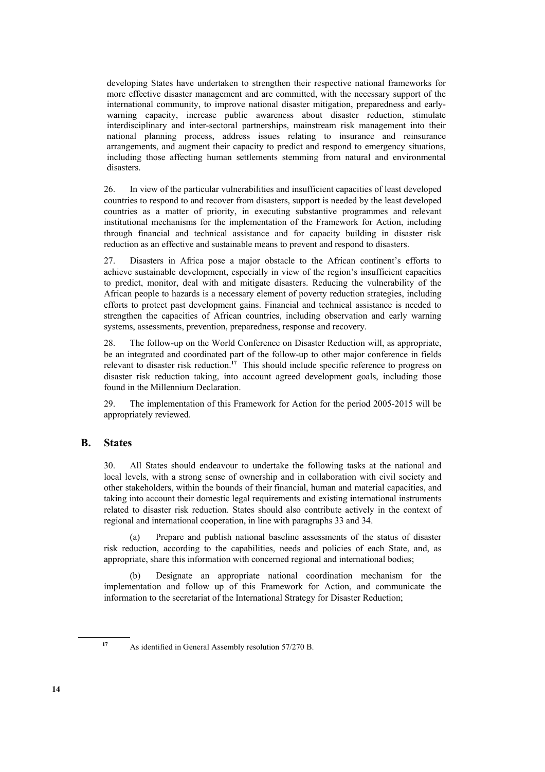developing States have undertaken to strengthen their respective national frameworks for more effective disaster management and are committed, with the necessary support of the international community, to improve national disaster mitigation, preparedness and early-warning capacity, increase public awareness about disaster reduction, stimulate interdisciplinary and inter-sectoral partnerships, mainstream risk management into their national planning process, address issues relating to insurance and reinsurance arrangements, and augment their capacity to predict and respond to emergency situations, including those affecting human settlements stemming from natural and environmental disasters.

26. In view of the particular vulnerabilities and insufficient capacities of least developed countries to respond to and recover from disasters, support is needed by the least developed countries as a matter of priority, in executing substantive programmes and relevant institutional mechanisms for the implementation of the Framework for Action, including through financial and technical assistance and for capacity building in disaster risk reduction as an effective and sustainable means to prevent and respond to disasters.

27. Disasters in Africa pose a major obstacle to the African continent's efforts to achieve sustainable development, especially in view of the region's insufficient capacities to predict, monitor, deal with and mitigate disasters. Reducing the vulnerability of the African people to hazards is a necessary element of poverty reduction strategies, including efforts to protect past development gains. Financial and technical assistance is needed to strengthen the capacities of African countries, including observation and early warning systems, assessments, prevention, preparedness, response and recovery.

28. The follow-up on the World Conference on Disaster Reduction will, as appropriate, be an integrated and coordinated part of the follow-up to other major conference in fields relevant to disaster risk reduction.[17] This should include specific reference to progress on disaster risk reduction taking, into account agreed development goals, including those found in the Millennium Declaration.

29. The implementation of this Framework for Action for the period 2005-2015 will be appropriately reviewed.

## B. States

30. All States should endeavour to undertake the following tasks at the national and local levels, with a strong sense of ownership and in collaboration with civil society and other stakeholders, within the bounds of their financial, human and material capacities, and taking into account their domestic legal requirements and existing international instruments related to disaster risk reduction. States should also contribute actively in the context of regional and international cooperation, in line with paragraphs 33 and 34.

(a) Prepare and publish national baseline assessments of the status of disaster risk reduction, according to the capabilities, needs and policies of each State, and, as appropriate, share this information with concerned regional and international bodies;

(b) Designate an appropriate national coordination mechanism for the implementation and follow up of this Framework for Action, and communicate the information to the secretariat of the International Strategy for Disaster Reduction;

[17] As identified in General Assembly resolution 57/270 B.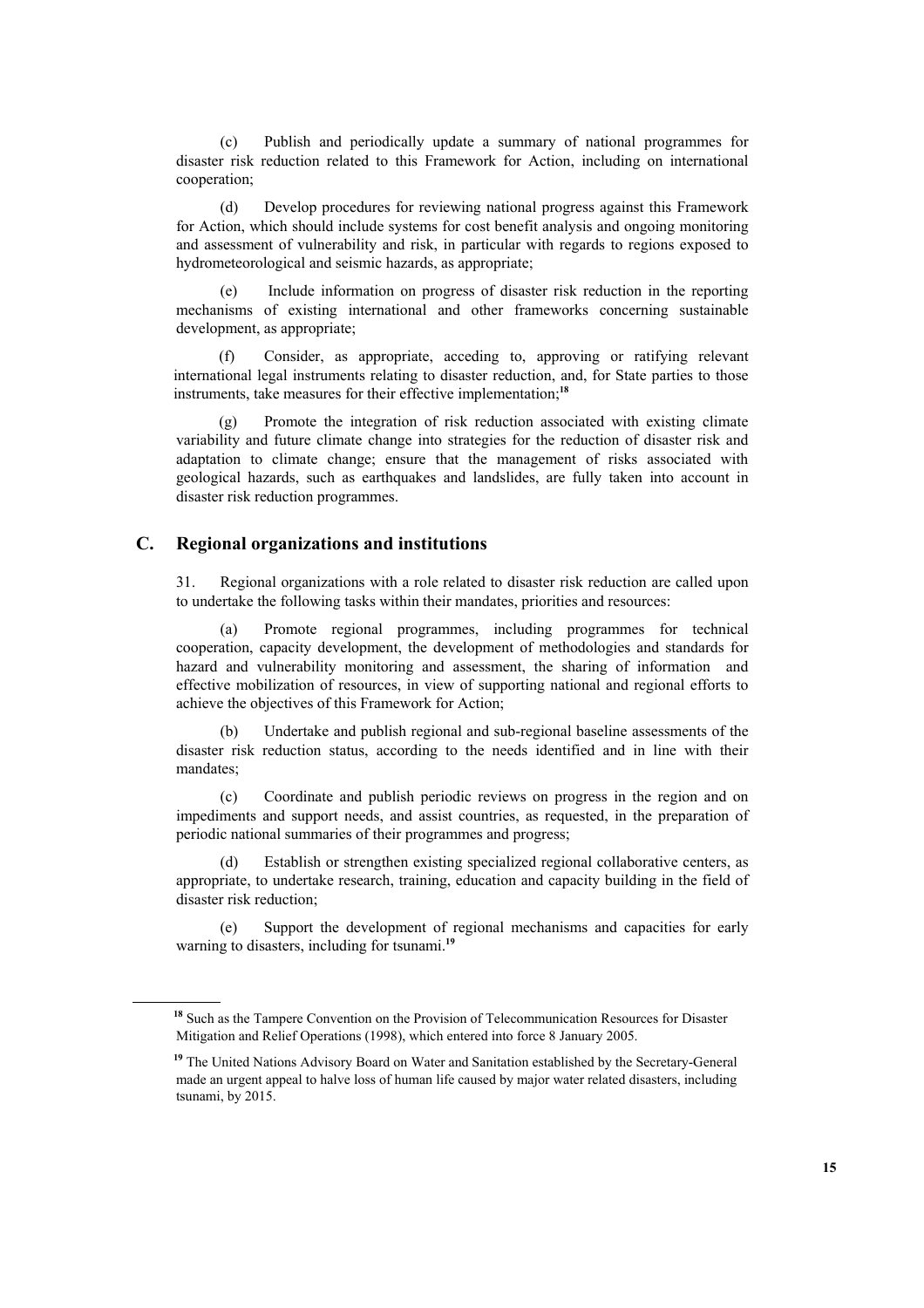(c) Publish and periodically update a summary of national programmes for disaster risk reduction related to this Framework for Action, including on international cooperation;

(d) Develop procedures for reviewing national progress against this Framework for Action, which should include systems for cost benefit analysis and ongoing monitoring and assessment of vulnerability and risk, in particular with regards to regions exposed to hydrometeorological and seismic hazards, as appropriate;

(e) Include information on progress of disaster risk reduction in the reporting mechanisms of existing international and other frameworks concerning sustainable development, as appropriate;

(f) Consider, as appropriate, acceding to, approving or ratifying relevant international legal instruments relating to disaster reduction, and, for State parties to those instruments, take measures for their effective implementation;[18]

(g) Promote the integration of risk reduction associated with existing climate variability and future climate change into strategies for the reduction of disaster risk and adaptation to climate change; ensure that the management of risks associated with geological hazards, such as earthquakes and landslides, are fully taken into account in disaster risk reduction programmes.

## C. Regional organizations and institutions

31. Regional organizations with a role related to disaster risk reduction are called upon to undertake the following tasks within their mandates, priorities and resources:

(a) Promote regional programmes, including programmes for technical cooperation, capacity development, the development of methodologies and standards for hazard and vulnerability monitoring and assessment, the sharing of information and effective mobilization of resources, in view of supporting national and regional efforts to achieve the objectives of this Framework for Action;

(b) Undertake and publish regional and sub-regional baseline assessments of the disaster risk reduction status, according to the needs identified and in line with their mandates;

(c) Coordinate and publish periodic reviews on progress in the region and on impediments and support needs, and assist countries, as requested, in the preparation of periodic national summaries of their programmes and progress;

(d) Establish or strengthen existing specialized regional collaborative centers, as appropriate, to undertake research, training, education and capacity building in the field of disaster risk reduction;

(e) Support the development of regional mechanisms and capacities for early warning to disasters, including for tsunami.[19]

---

[18] Such as the Tampere Convention on the Provision of Telecommunication Resources for Disaster Mitigation and Relief Operations (1998), which entered into force 8 January 2005.

[19] The United Nations Advisory Board on Water and Sanitation established by the Secretary-General made an urgent appeal to halve loss of human life caused by major water related disasters, including tsunami, by 2015.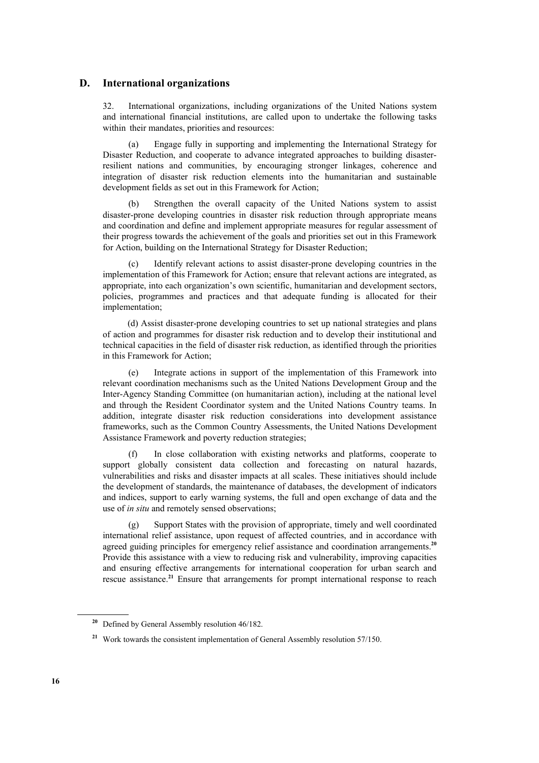## D. International organizations

32. International organizations, including organizations of the United Nations system and international financial institutions, are called upon to undertake the following tasks within their mandates, priorities and resources:

(a) Engage fully in supporting and implementing the International Strategy for Disaster Reduction, and cooperate to advance integrated approaches to building disaster-resilient nations and communities, by encouraging stronger linkages, coherence and integration of disaster risk reduction elements into the humanitarian and sustainable development fields as set out in this Framework for Action;

(b) Strengthen the overall capacity of the United Nations system to assist disaster-prone developing countries in disaster risk reduction through appropriate means and coordination and define and implement appropriate measures for regular assessment of their progress towards the achievement of the goals and priorities set out in this Framework for Action, building on the International Strategy for Disaster Reduction;

(c) Identify relevant actions to assist disaster-prone developing countries in the implementation of this Framework for Action; ensure that relevant actions are integrated, as appropriate, into each organization's own scientific, humanitarian and development sectors, policies, programmes and practices and that adequate funding is allocated for their implementation;

(d) Assist disaster-prone developing countries to set up national strategies and plans of action and programmes for disaster risk reduction and to develop their institutional and technical capacities in the field of disaster risk reduction, as identified through the priorities in this Framework for Action;

(e) Integrate actions in support of the implementation of this Framework into relevant coordination mechanisms such as the United Nations Development Group and the Inter-Agency Standing Committee (on humanitarian action), including at the national level and through the Resident Coordinator system and the United Nations Country teams. In addition, integrate disaster risk reduction considerations into development assistance frameworks, such as the Common Country Assessments, the United Nations Development Assistance Framework and poverty reduction strategies;

(f) In close collaboration with existing networks and platforms, cooperate to support globally consistent data collection and forecasting on natural hazards, vulnerabilities and risks and disaster impacts at all scales. These initiatives should include the development of standards, the maintenance of databases, the development of indicators and indices, support to early warning systems, the full and open exchange of data and the use of *in situ* and remotely sensed observations;

(g) Support States with the provision of appropriate, timely and well coordinated international relief assistance, upon request of affected countries, and in accordance with agreed guiding principles for emergency relief assistance and coordination arrangements.[20] Provide this assistance with a view to reducing risk and vulnerability, improving capacities and ensuring effective arrangements for international cooperation for urban search and rescue assistance.[21] Ensure that arrangements for prompt international response to reach

[20] Defined by General Assembly resolution 46/182.

[21] Work towards the consistent implementation of General Assembly resolution 57/150.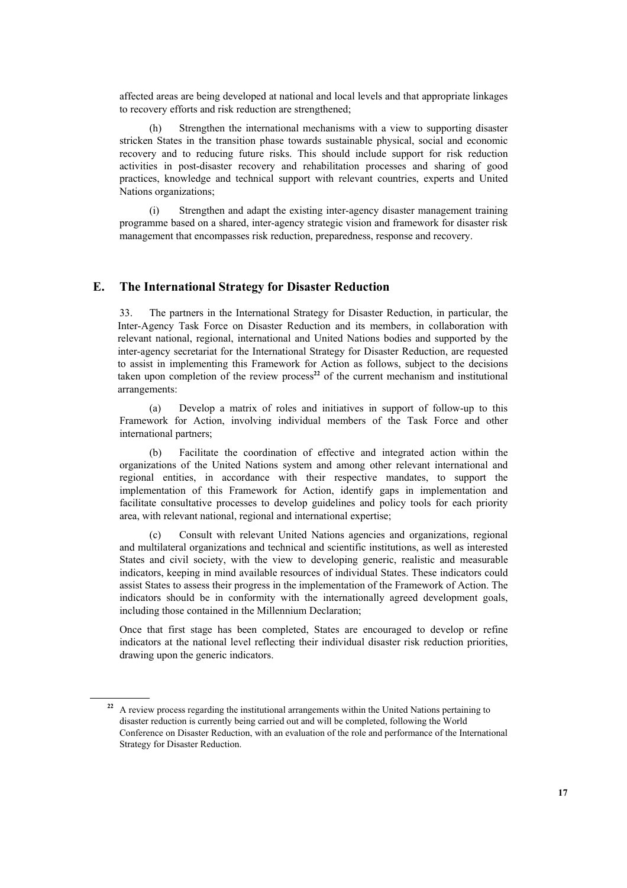affected areas are being developed at national and local levels and that appropriate linkages to recovery efforts and risk reduction are strengthened;

(h) Strengthen the international mechanisms with a view to supporting disaster stricken States in the transition phase towards sustainable physical, social and economic recovery and to reducing future risks. This should include support for risk reduction activities in post-disaster recovery and rehabilitation processes and sharing of good practices, knowledge and technical support with relevant countries, experts and United Nations organizations;

(i) Strengthen and adapt the existing inter-agency disaster management training programme based on a shared, inter-agency strategic vision and framework for disaster risk management that encompasses risk reduction, preparedness, response and recovery.

## E. The International Strategy for Disaster Reduction

33. The partners in the International Strategy for Disaster Reduction, in particular, the Inter-Agency Task Force on Disaster Reduction and its members, in collaboration with relevant national, regional, international and United Nations bodies and supported by the inter-agency secretariat for the International Strategy for Disaster Reduction, are requested to assist in implementing this Framework for Action as follows, subject to the decisions taken upon completion of the review process[22] of the current mechanism and institutional arrangements:

(a) Develop a matrix of roles and initiatives in support of follow-up to this Framework for Action, involving individual members of the Task Force and other international partners;

(b) Facilitate the coordination of effective and integrated action within the organizations of the United Nations system and among other relevant international and regional entities, in accordance with their respective mandates, to support the implementation of this Framework for Action, identify gaps in implementation and facilitate consultative processes to develop guidelines and policy tools for each priority area, with relevant national, regional and international expertise;

(c) Consult with relevant United Nations agencies and organizations, regional and multilateral organizations and technical and scientific institutions, as well as interested States and civil society, with the view to developing generic, realistic and measurable indicators, keeping in mind available resources of individual States. These indicators could assist States to assess their progress in the implementation of the Framework of Action. The indicators should be in conformity with the internationally agreed development goals, including those contained in the Millennium Declaration;

Once that first stage has been completed, States are encouraged to develop or refine indicators at the national level reflecting their individual disaster risk reduction priorities, drawing upon the generic indicators.

---

[22] A review process regarding the institutional arrangements within the United Nations pertaining to disaster reduction is currently being carried out and will be completed, following the World Conference on Disaster Reduction, with an evaluation of the role and performance of the International Strategy for Disaster Reduction.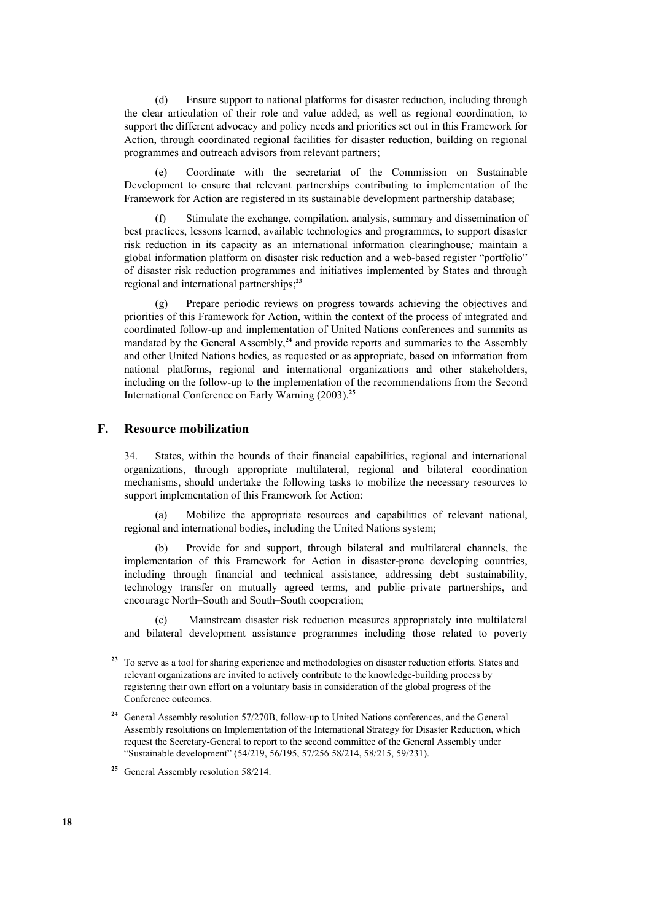(d) Ensure support to national platforms for disaster reduction, including through the clear articulation of their role and value added, as well as regional coordination, to support the different advocacy and policy needs and priorities set out in this Framework for Action, through coordinated regional facilities for disaster reduction, building on regional programmes and outreach advisors from relevant partners;

(e) Coordinate with the secretariat of the Commission on Sustainable Development to ensure that relevant partnerships contributing to implementation of the Framework for Action are registered in its sustainable development partnership database;

(f) Stimulate the exchange, compilation, analysis, summary and dissemination of best practices, lessons learned, available technologies and programmes, to support disaster risk reduction in its capacity as an international information clearinghouse*;* maintain a global information platform on disaster risk reduction and a web-based register "portfolio" of disaster risk reduction programmes and initiatives implemented by States and through regional and international partnerships;[23]

(g) Prepare periodic reviews on progress towards achieving the objectives and priorities of this Framework for Action, within the context of the process of integrated and coordinated follow-up and implementation of United Nations conferences and summits as mandated by the General Assembly,[24] and provide reports and summaries to the Assembly and other United Nations bodies, as requested or as appropriate, based on information from national platforms, regional and international organizations and other stakeholders, including on the follow-up to the implementation of the recommendations from the Second International Conference on Early Warning (2003).[25]

## F. Resource mobilization

34. States, within the bounds of their financial capabilities, regional and international organizations, through appropriate multilateral, regional and bilateral coordination mechanisms, should undertake the following tasks to mobilize the necessary resources to support implementation of this Framework for Action:

(a) Mobilize the appropriate resources and capabilities of relevant national, regional and international bodies, including the United Nations system;

(b) Provide for and support, through bilateral and multilateral channels, the implementation of this Framework for Action in disaster-prone developing countries, including through financial and technical assistance, addressing debt sustainability, technology transfer on mutually agreed terms, and public–private partnerships, and encourage North–South and South–South cooperation;

(c) Mainstream disaster risk reduction measures appropriately into multilateral and bilateral development assistance programmes including those related to poverty

---

[23] To serve as a tool for sharing experience and methodologies on disaster reduction efforts. States and relevant organizations are invited to actively contribute to the knowledge-building process by registering their own effort on a voluntary basis in consideration of the global progress of the Conference outcomes.

[24] General Assembly resolution 57/270B, follow-up to United Nations conferences, and the General Assembly resolutions on Implementation of the International Strategy for Disaster Reduction, which request the Secretary-General to report to the second committee of the General Assembly under "Sustainable development" (54/219, 56/195, 57/256 58/214, 58/215, 59/231).

[25] General Assembly resolution 58/214.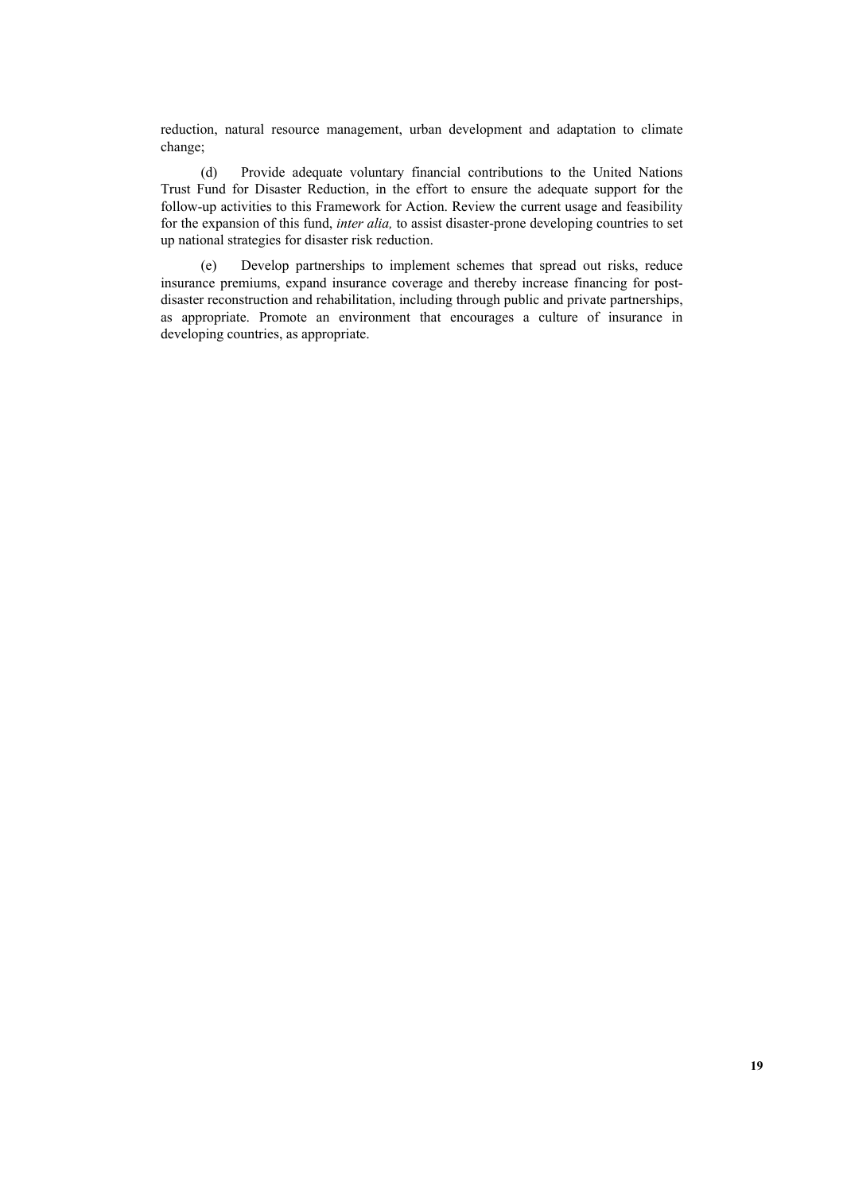reduction, natural resource management, urban development and adaptation to climate change;

(d) Provide adequate voluntary financial contributions to the United Nations Trust Fund for Disaster Reduction, in the effort to ensure the adequate support for the follow-up activities to this Framework for Action. Review the current usage and feasibility for the expansion of this fund, *inter alia,* to assist disaster-prone developing countries to set up national strategies for disaster risk reduction.

(e) Develop partnerships to implement schemes that spread out risks, reduce insurance premiums, expand insurance coverage and thereby increase financing for post-disaster reconstruction and rehabilitation, including through public and private partnerships, as appropriate. Promote an environment that encourages a culture of insurance in developing countries, as appropriate.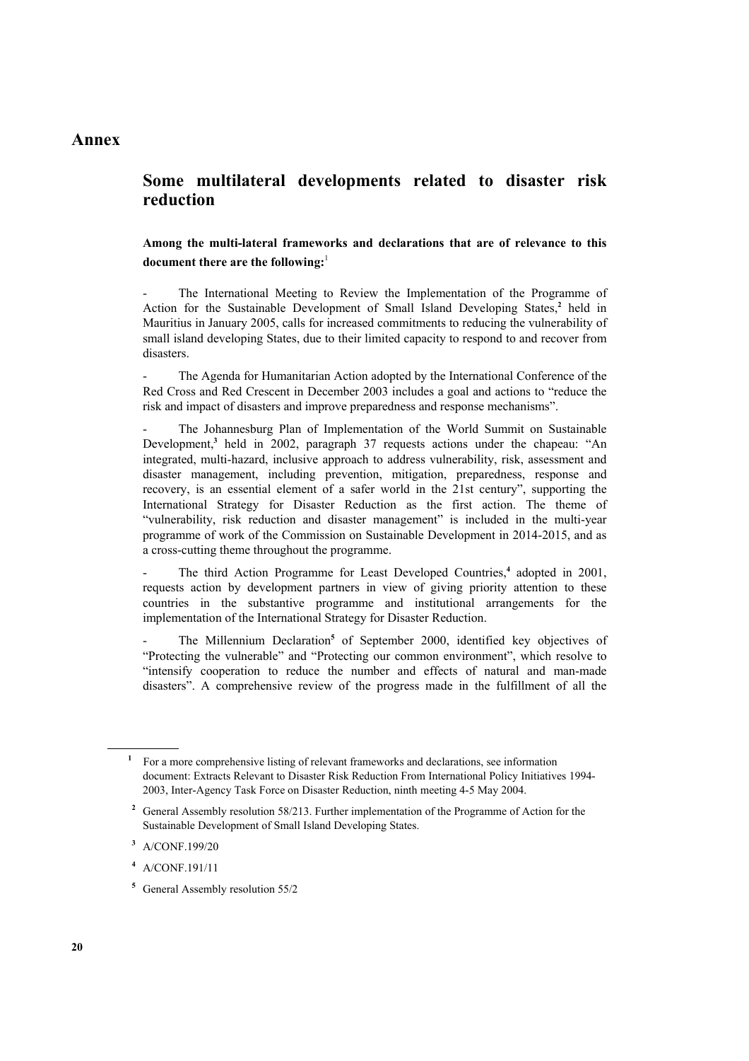# Annex

## Some multilateral developments related to disaster risk reduction

**Among the multi-lateral frameworks and declarations that are of relevance to this document there are the following:**[1]

- The International Meeting to Review the Implementation of the Programme of Action for the Sustainable Development of Small Island Developing States,[2] held in Mauritius in January 2005, calls for increased commitments to reducing the vulnerability of small island developing States, due to their limited capacity to respond to and recover from disasters.

- The Agenda for Humanitarian Action adopted by the International Conference of the Red Cross and Red Crescent in December 2003 includes a goal and actions to "reduce the risk and impact of disasters and improve preparedness and response mechanisms".

- The Johannesburg Plan of Implementation of the World Summit on Sustainable Development,[3] held in 2002, paragraph 37 requests actions under the chapeau: "An integrated, multi-hazard, inclusive approach to address vulnerability, risk, assessment and disaster management, including prevention, mitigation, preparedness, response and recovery, is an essential element of a safer world in the 21st century", supporting the International Strategy for Disaster Reduction as the first action. The theme of "vulnerability, risk reduction and disaster management" is included in the multi-year programme of work of the Commission on Sustainable Development in 2014-2015, and as a cross-cutting theme throughout the programme.

- The third Action Programme for Least Developed Countries,[4] adopted in 2001, requests action by development partners in view of giving priority attention to these countries in the substantive programme and institutional arrangements for the implementation of the International Strategy for Disaster Reduction.

- The Millennium Declaration[5] of September 2000, identified key objectives of "Protecting the vulnerable" and "Protecting our common environment", which resolve to "intensify cooperation to reduce the number and effects of natural and man-made disasters". A comprehensive review of the progress made in the fulfillment of all the

---

[1] For a more comprehensive listing of relevant frameworks and declarations, see information document: Extracts Relevant to Disaster Risk Reduction From International Policy Initiatives 1994-2003, Inter-Agency Task Force on Disaster Reduction, ninth meeting 4-5 May 2004.

[2] General Assembly resolution 58/213. Further implementation of the Programme of Action for the Sustainable Development of Small Island Developing States.

[3] A/CONF.199/20

[4] A/CONF.191/11

[5] General Assembly resolution 55/2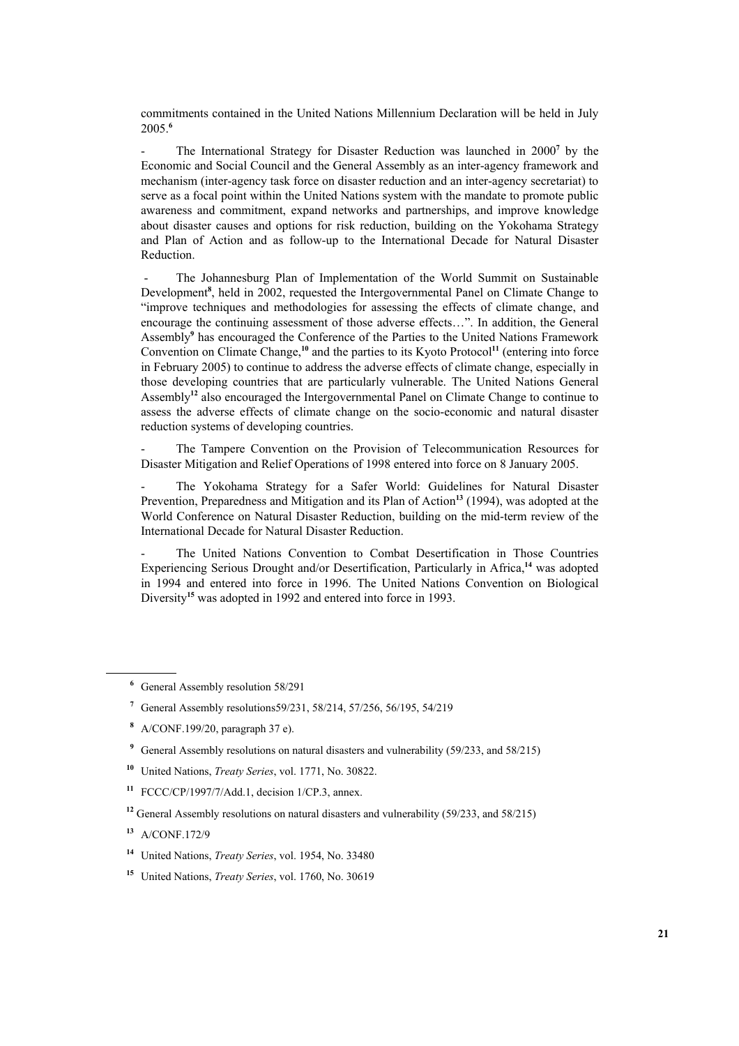commitments contained in the United Nations Millennium Declaration will be held in July 2005.[6]

- The International Strategy for Disaster Reduction was launched in 2000[7] by the Economic and Social Council and the General Assembly as an inter-agency framework and mechanism (inter-agency task force on disaster reduction and an inter-agency secretariat) to serve as a focal point within the United Nations system with the mandate to promote public awareness and commitment, expand networks and partnerships, and improve knowledge about disaster causes and options for risk reduction, building on the Yokohama Strategy and Plan of Action and as follow-up to the International Decade for Natural Disaster Reduction.

- The Johannesburg Plan of Implementation of the World Summit on Sustainable Development[8], held in 2002, requested the Intergovernmental Panel on Climate Change to "improve techniques and methodologies for assessing the effects of climate change, and encourage the continuing assessment of those adverse effects…". In addition, the General Assembly[9] has encouraged the Conference of the Parties to the United Nations Framework Convention on Climate Change,[10] and the parties to its Kyoto Protocol[11] (entering into force in February 2005) to continue to address the adverse effects of climate change, especially in those developing countries that are particularly vulnerable. The United Nations General Assembly[12] also encouraged the Intergovernmental Panel on Climate Change to continue to assess the adverse effects of climate change on the socio-economic and natural disaster reduction systems of developing countries.

- The Tampere Convention on the Provision of Telecommunication Resources for Disaster Mitigation and Relief Operations of 1998 entered into force on 8 January 2005.

- The Yokohama Strategy for a Safer World: Guidelines for Natural Disaster Prevention, Preparedness and Mitigation and its Plan of Action[13] (1994), was adopted at the World Conference on Natural Disaster Reduction, building on the mid-term review of the International Decade for Natural Disaster Reduction.

- The United Nations Convention to Combat Desertification in Those Countries Experiencing Serious Drought and/or Desertification, Particularly in Africa,[14] was adopted in 1994 and entered into force in 1996. The United Nations Convention on Biological Diversity[15] was adopted in 1992 and entered into force in 1993.

---

[6] General Assembly resolution 58/291

[7] General Assembly resolutions59/231, 58/214, 57/256, 56/195, 54/219

[8] A/CONF.199/20, paragraph 37 e).

[9] General Assembly resolutions on natural disasters and vulnerability (59/233, and 58/215)

[10] United Nations, *Treaty Series*, vol. 1771, No. 30822.

[11] FCCC/CP/1997/7/Add.1, decision 1/CP.3, annex.

[12] General Assembly resolutions on natural disasters and vulnerability (59/233, and 58/215)

[13] A/CONF.172/9

[14] United Nations, *Treaty Series*, vol. 1954, No. 33480

[15] United Nations, *Treaty Series*, vol. 1760, No. 30619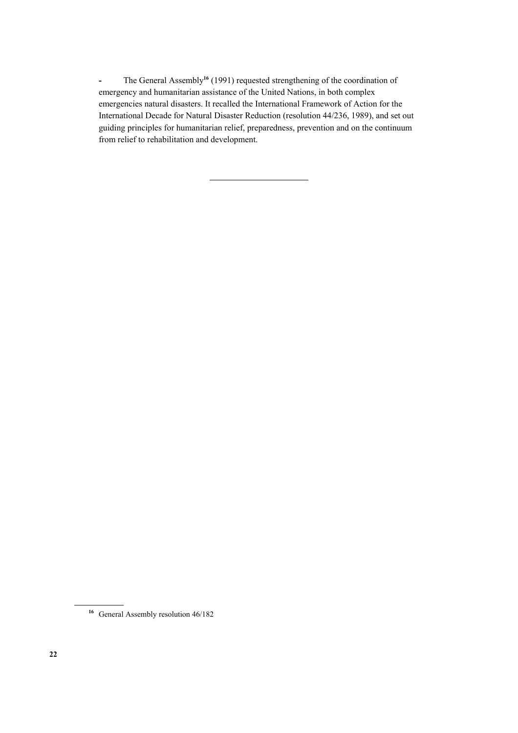- The General Assembly[16] (1991) requested strengthening of the coordination of emergency and humanitarian assistance of the United Nations, in both complex emergencies natural disasters. It recalled the International Framework of Action for the International Decade for Natural Disaster Reduction (resolution 44/236, 1989), and set out guiding principles for humanitarian relief, preparedness, prevention and on the continuum from relief to rehabilitation and development.

---

[16] General Assembly resolution 46/182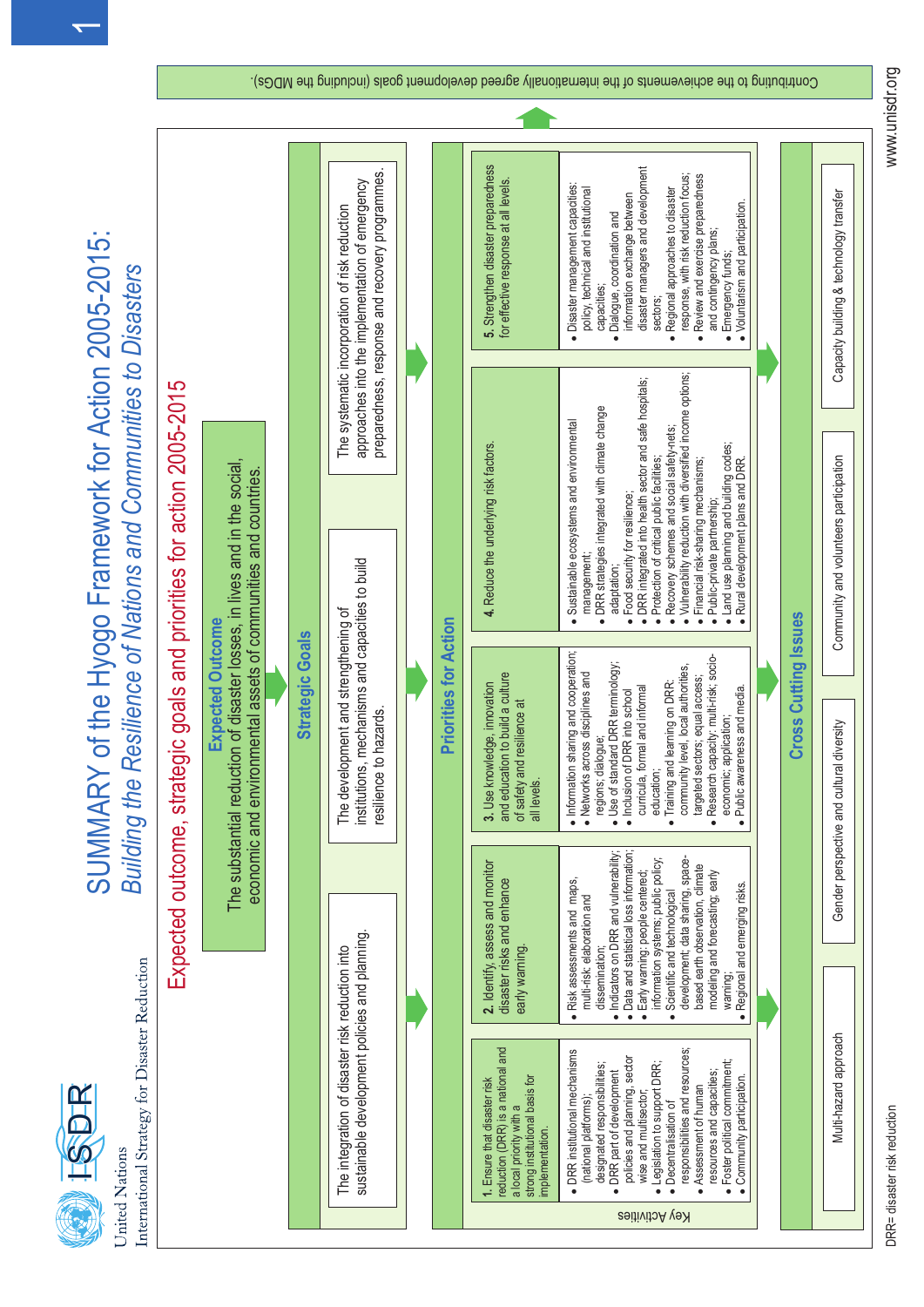United Nations
International Strategy for Disaster Reduction

# SUMMARY of the Hyogo Framework for Action 2005-2015: *Building the Resilience of Nations and Communities to Disasters*

## Expected outcome, strategic goals and priorities for action 2005-2015

### Expected Outcome

The substantial reduction of disaster losses, in lives and in the social, economic and environmental assets of communities and countries.

### Strategic Goals

- The integration of disaster risk reduction into sustainable development policies and planning.
- The development and strengthening of institutions, mechanisms and capacities to build resilience to hazards.
- The systematic incorporation of risk reduction approaches into the implementation of emergency preparedness, response and recovery programmes.

### Priorities for Action

| | 1. Ensure that disaster risk reduction (DRR) is a national and a local priority with a strong institutional basis for implementation. | 2. Identify, assess and monitor disaster risks and enhance early warning. | 3. Use knowledge, innovation and education to build a culture of safety and resilience at all levels. | 4. Reduce the underlying risk factors. | 5. Strengthen disaster preparedness for effective response at all levels. |
|---|---|---|---|---|---|
| Key Activities | • DRR institutional mechanisms (national platforms); designated responsibilities;<br>• DRR part of development policies and planning, sector wise and multisector;<br>• Legislation to support DRR;<br>• Decentralisation of responsibilities and resources;<br>• Assessment of human resources and capacities;<br>• Foster political commitment;<br>• Community participation. | • Risk assessments and maps, multi-risk: elaboration and dissemination;<br>• Indicators on DRR and vulnerability;<br>• Data and statistical loss information;<br>• Early warning: people centered; information systems; public policy;<br>• Scientific and technological development; data sharing, space-based earth observation, climate modeling and forecasting; early warning;<br>• Regional and emerging risks. | • Information sharing and cooperation;<br>• Networks across disciplines and regions; dialogue;<br>• Use of standard DRR terminology;<br>• Inclusion of DRR into school curricula, formal and informal education;<br>• Training and learning on DRR: community level, local authorities, targeted sectors; equal access;<br>• Research capacity: multi-risk; socio-economic; application;<br>• Public awareness and media. | • Sustainable ecosystems and environmental management;<br>• DRR strategies integrated with climate change adaptation;<br>• Food security for resilience;<br>• DRR integrated into health sector and safe hospitals;<br>• Protection of critical public facilities;<br>• Recovery schemes and social safety-nets;<br>• Vulnerability reduction with diversified income options;<br>• Financial risk-sharing mechanisms;<br>• Public-private partnership;<br>• Land use planning and building codes;<br>• Rural development plans and DRR. | • Disaster management capacities: policy, technical and institutional capacities;<br>• Dialogue, coordination and information exchange between disaster managers and development sectors;<br>• Regional approaches to disaster response, with risk reduction focus;<br>• Review and exercise preparedness and contingency plans;<br>• Emergency funds;<br>• Voluntarism and participation. |

### Cross Cutting Issues

- Multi-hazard approach
- Gender perspective and cultural diversity
- Community and volunteers participation
- Capacity building & technology transfer

Contributing to the achievements of the internationally agreed development goals (including the MDGs).

DRR= disaster risk reduction

www.unisdr.org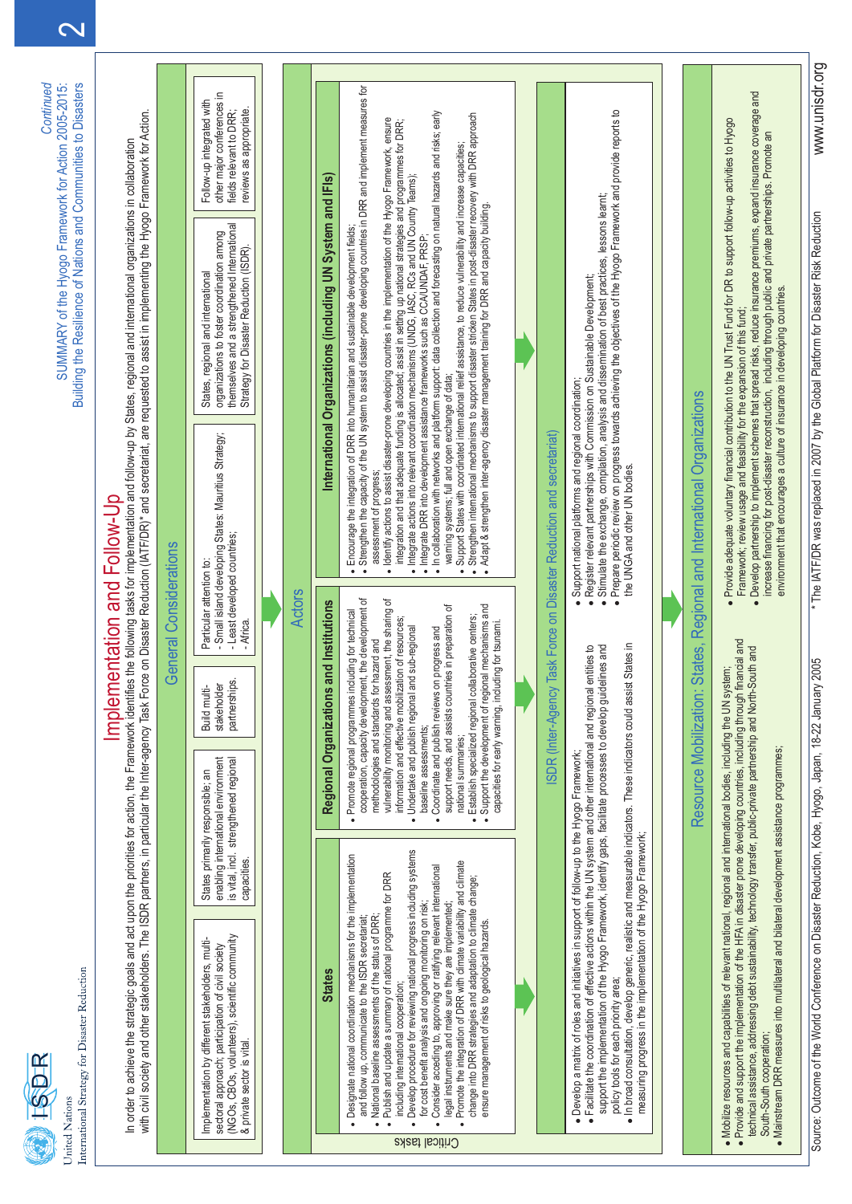United Nations
International Strategy for Disaster Reduction

*Continued*
SUMMARY of the Hyogo Framework for Action 2005-2015:
Building the Resilience of Nations and Communities to Disasters

# Implementation and Follow-Up

In order to achieve the strategic goals and act upon the priorities for action, the Framework identifies the following tasks for implementation and follow-up by States, regional and international organizations in collaboration with civil society and other stakeholders. The ISDR partners, in particular the Inter-agency Task Force on Disaster Reduction (IATF/DR)* and secretariat, are requested to assist in implementing the Hyogo Framework for Action.

## General Considerations

- Implementation by different stakeholders, multi-sectoral approach; participation of civil society (NGOs, CBOs, volunteers), scientific community & private sector is vital.
- States primarily responsible; an enabling international environment is vital, incl. strengthened regional capacities.
- Build multi-stakeholder partnerships.
- Particular attention to:
  - Small island developing States: Mauritius Strategy;
  - Least developed countries;
  - Africa.
- States, regional and international organizations to foster coordination among themselves and a strengthened International Strategy for Disaster Reduction (ISDR).
- Follow-up integrated with other major conferences in fields relevant to DRR; reviews as appropriate.

## Actors

*Critical tasks*

### States

- Designate national coordination mechanisms for the implementation and follow up, communicate to the ISDR secretariat;
- National baseline assessments of the status of DRR;
- Publish and update a summary of national programme for DRR including international cooperation;
- Develop procedure for reviewing national progress including systems for cost benefit analysis and ongoing monitoring on risk;
- Consider acceding to, approving or ratifying relevant international legal instruments and make sure they are implemented;
- Promote the integration of DRR with climate variability and climate change into DRR strategies and adaptation to climate change; ensure management of risks to geological hazards.

### Regional Organizations and Institutions

- Promote regional programmes including for technical cooperation, capacity development, the development of methodologies and standards for hazard and vulnerability monitoring and assessment, the sharing of information and effective mobilization of resources;
- Undertake and publish regional and sub-regional baseline assessments;
- Coordinate and publish reviews on progress and support needs, and assists countries in preparation of national summaries;
- Establish specialized regional collaborative centers;
- Support the development of regional mechanisms and capacities for early warning, including for tsunami.

### International Organizations (including UN System and IFIs)

- Encourage the integration of DRR into humanitarian and sustainable development fields;
- Strengthen the capacity of the UN system to assist disaster-prone developing countries in DRR and implement measures for assessment of progress;
- Identify actions to assist disaster-prone developing countries in the implementation of the Hyogo Framework, ensure integration and that adequate funding is allocated; assist in setting up national strategies and programmes for DRR;
- Integrate actions into relevant coordination mechanisms (UNDG, IASC, RCs and UN Country Teams);
- Integrate DRR into development assistance frameworks such as CCA/UNDAF, PRSP;
- In collaboration with networks and platform support: data collection and forecasting on natural hazards and risks; early warning systems; full and open exchange of data;
- Support States with coordinated international relief assistance, to reduce vulnerability and increase capacities;
- Strengthen international mechanisms to support disaster stricken States in post-disaster recovery with DRR approach
- Adapt & strengthen inter-agency disaster management training for DRR and capacity building.

### ISDR (Inter-Agency Task Force on Disaster Reduction and secretariat)

- Develop a matrix of roles and initiatives in support of follow-up to the Hyogo Framework;
- Facilitate the coordination of effective actions within the UN system and other international and regional entities to support the implementation of the Hyogo Framework, identify gaps, facilitate processes to develop guidelines and policy tools for each priority area;
- In broad consultation, develop generic, realistic and measurable indicators. These indicators could assist States in measuring progress in the implementation of the Hyogo Framework;
- Support national platforms and regional coordination;
- Register relevant partnerships with Commission on Sustainable Development;
- Stimulate the exchange, compilation, analysis and dissemination of best practices, lessons learnt;
- Prepare periodic review on progress towards achieving the objectives of the Hyogo Framework and provide reports to the UNGA and other UN bodies.

## Resource Mobilization: States, Regional and International Organizations

- Mobilize resources and capabilities of relevant national, regional and international bodies, including the UN system;
- Provide and support the implementation of the HFA in disaster prone developing countries, including through financial and technical assistance, addressing debt sustainability, technology transfer, public-private partnership and North-South and South-South cooperation;
- Mainstream DRR measures into multilateral and bilateral development assistance programmes;
- Provide adequate voluntary financial contribution to the UN Trust Fund for DR to support follow-up activities to Hyogo Framework; review usage and feasibility for the expansion of this fund;
- Develop partnership to implement schemes that spread risks, reduce insurance premiums, expand insurance coverage and increase financing for post-disaster reconstruction, including through public and private partnerships. Promote an environment that encourages a culture of insurance in developing countries.

Source: Outcome of the World Conference on Disaster Reduction, Kobe, Hyogo, Japan, 18-22 January 2005

* The IATF/DR was replaced in 2007 by the Global Platform for Disaster Risk Reduction

www.unisdr.org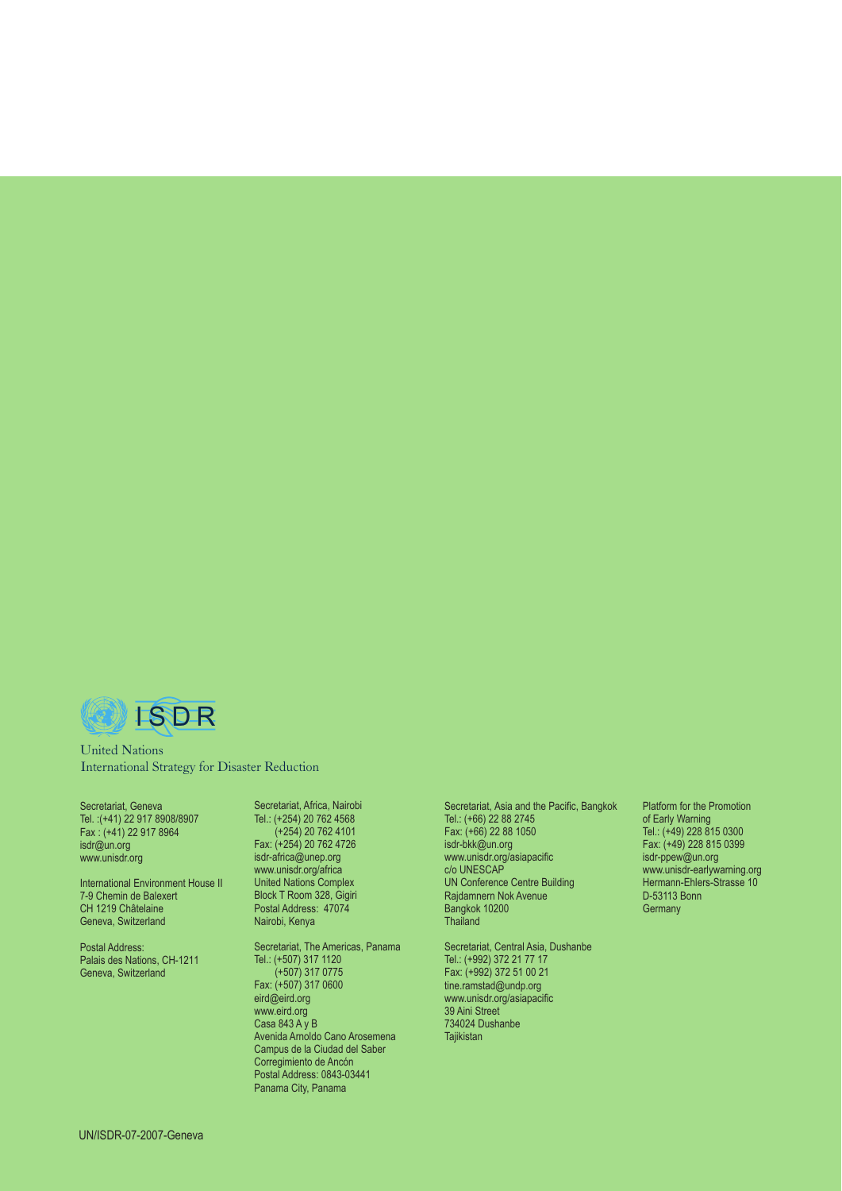ISDR

United Nations
International Strategy for Disaster Reduction

Secretariat, Geneva
Tel. :(+41) 22 917 8908/8907
Fax : (+41) 22 917 8964
isdr@un.org
www.unisdr.org

International Environment House II
7-9 Chemin de Balexert
CH 1219 Châtelaine
Geneva, Switzerland

Postal Address:
Palais des Nations, CH-1211
Geneva, Switzerland

Secretariat, Africa, Nairobi
Tel.: (+254) 20 762 4568
(+254) 20 762 4101
Fax: (+254) 20 762 4726
isdr-africa@unep.org
www.unisdr.org/africa
United Nations Complex
Block T Room 328, Gigiri
Postal Address: 47074
Nairobi, Kenya

Secretariat, The Americas, Panama
Tel.: (+507) 317 1120
(+507) 317 0775
Fax: (+507) 317 0600
eird@eird.org
www.eird.org
Casa 843 A y B
Avenida Arnoldo Cano Arosemena
Campus de la Ciudad del Saber
Corregimiento de Ancón
Postal Address: 0843-03441
Panama City, Panama

Secretariat, Asia and the Pacific, Bangkok
Tel.: (+66) 22 88 2745
Fax: (+66) 22 88 1050
isdr-bkk@un.org
www.unisdr.org/asiapacific
c/o UNESCAP
UN Conference Centre Building
Rajdamnern Nok Avenue
Bangkok 10200
Thailand

Secretariat, Central Asia, Dushanbe
Tel.: (+992) 372 21 77 17
Fax: (+992) 372 51 00 21
tine.ramstad@undp.org
www.unisdr.org/asiapacific
39 Aini Street
734024 Dushanbe
Tajikistan

Platform for the Promotion
of Early Warning
Tel.: (+49) 228 815 0300
Fax: (+49) 228 815 0399
isdr-ppew@un.org
www.unisdr-earlywarning.org
Hermann-Ehlers-Strasse 10
D-53113 Bonn
Germany

UN/ISDR-07-2007-Geneva